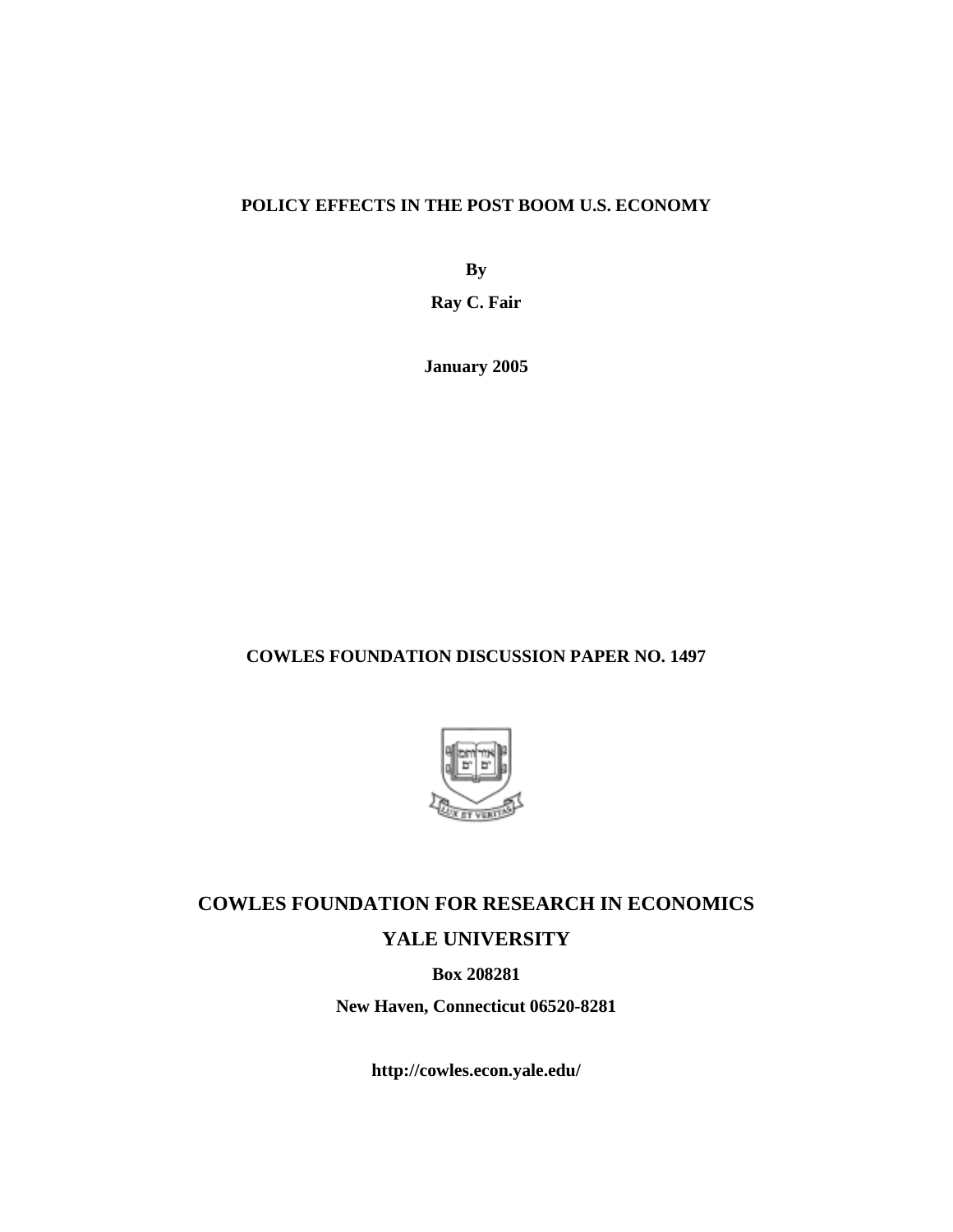**POLICY EFFECTS IN THE POST BOOM U.S. ECONOMY**

**By**

**Ray C. Fair**

**January 2005**

**COWLES FOUNDATION DISCUSSION PAPER NO. 1497**

**COWLES FOUNDATION FOR RESEARCH IN ECONOMICS**

**YALE UNIVERSITY**

**Box 208281**

**New Haven, Connecticut 06520-8281**

**http://cowles.econ.yale.edu/**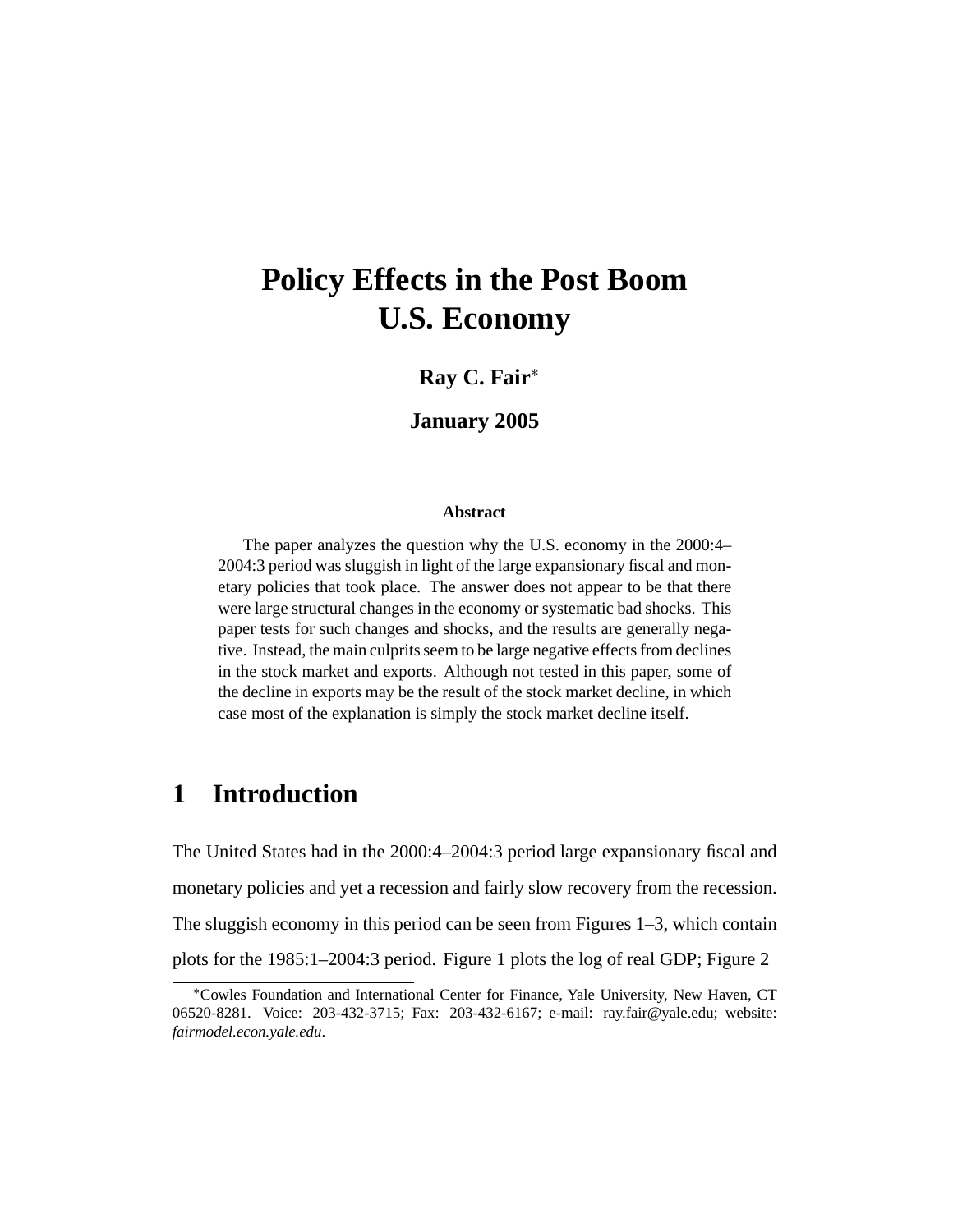# Policy Effects in the Post Boom U.S. Economy

**Ray C. Fair***

**January 2005**

**Abstract**

The paper analyzes the question why the U.S. economy in the 2000:4–2004:3 period was sluggish in light of the large expansionary fiscal and monetary policies that took place. The answer does not appear to be that there were large structural changes in the economy or systematic bad shocks. This paper tests for such changes and shocks, and the results are generally negative. Instead, the main culprits seem to be large negative effects from declines in the stock market and exports. Although not tested in this paper, some of the decline in exports may be the result of the stock market decline, in which case most of the explanation is simply the stock market decline itself.

## 1 Introduction

The United States had in the 2000:4–2004:3 period large expansionary fiscal and monetary policies and yet a recession and fairly slow recovery from the recession. The sluggish economy in this period can be seen from Figures 1–3, which contain plots for the 1985:1–2004:3 period. Figure 1 plots the log of real GDP; Figure 2

*Cowles Foundation and International Center for Finance, Yale University, New Haven, CT 06520-8281. Voice: 203-432-3715; Fax: 203-432-6167; e-mail: ray.fair@yale.edu; website: *fairmodel.econ.yale.edu*.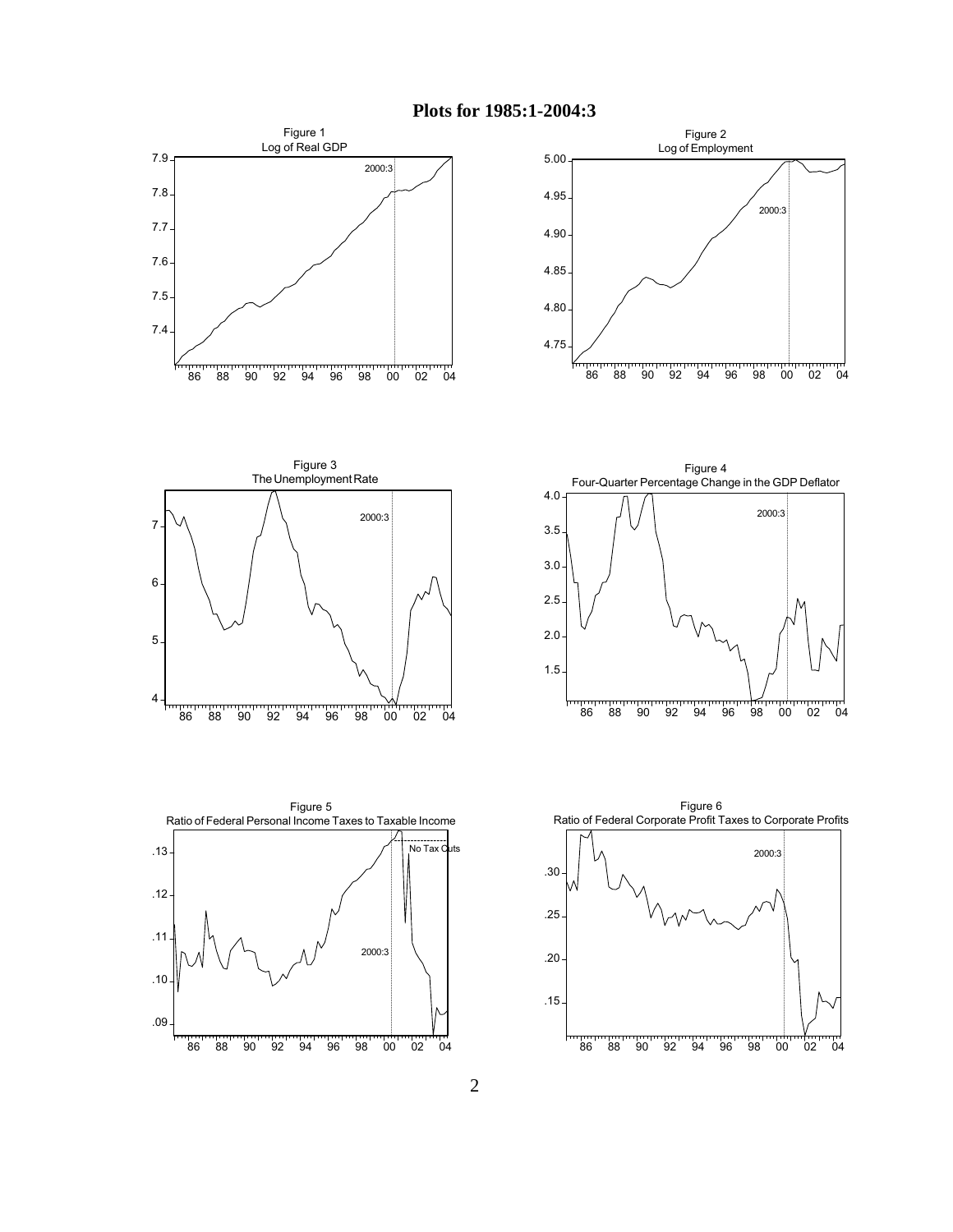# Plots for 1985:1-2004:3

Figure 1
Log of Real GDP

Figure 2
Log of Employment

Figure 3
The Unemployment Rate

Figure 4
Four-Quarter Percentage Change in the GDP Deflator

Figure 5
Ratio of Federal Personal Income Taxes to Taxable Income

Figure 6
Ratio of Federal Corporate Profit Taxes to Corporate Profits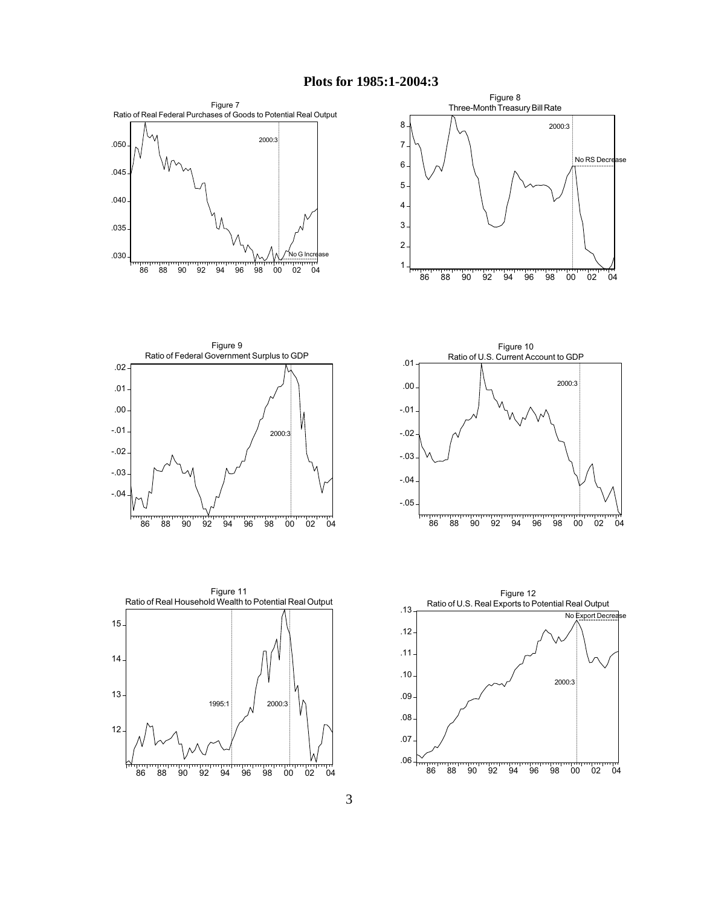# Plots for 1985:1-2004:3

Figure 7
Ratio of Real Federal Purchases of Goods to Potential Real Output

Figure 8
Three-Month Treasury Bill Rate

Figure 9
Ratio of Federal Government Surplus to GDP

Figure 10
Ratio of U.S. Current Account to GDP

Figure 11
Ratio of Real Household Wealth to Potential Real Output

Figure 12
Ratio of U.S. Real Exports to Potential Real Output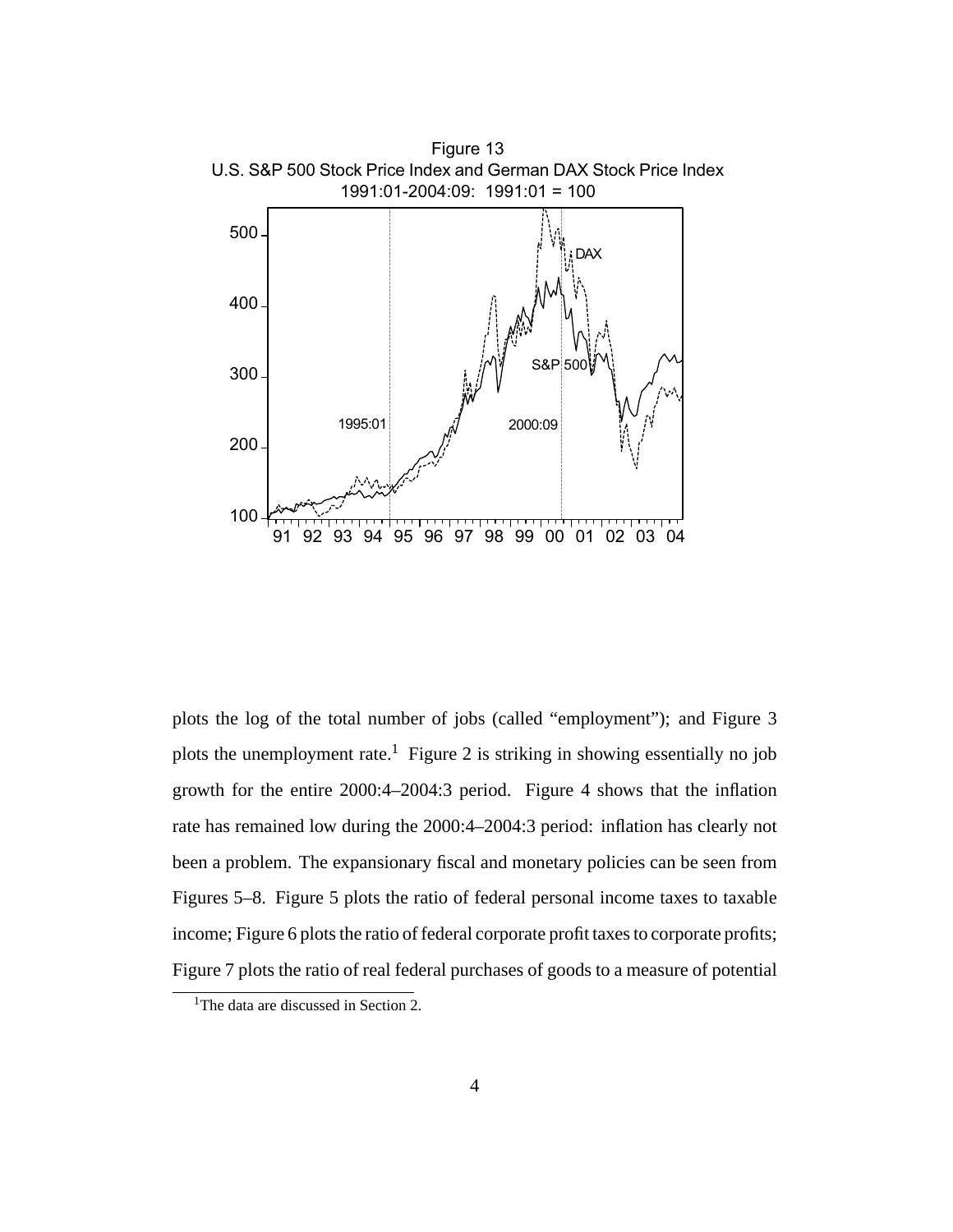Figure 13
U.S. S&P 500 Stock Price Index and German DAX Stock Price Index
1991:01-2004:09: 1991:01 = 100

plots the log of the total number of jobs (called "employment"); and Figure 3 plots the unemployment rate.[1] Figure 2 is striking in showing essentially no job growth for the entire 2000:4–2004:3 period. Figure 4 shows that the inflation rate has remained low during the 2000:4–2004:3 period: inflation has clearly not been a problem. The expansionary fiscal and monetary policies can be seen from Figures 5–8. Figure 5 plots the ratio of federal personal income taxes to taxable income; Figure 6 plots the ratio of federal corporate profit taxes to corporate profits; Figure 7 plots the ratio of real federal purchases of goods to a measure of potential

[1] The data are discussed in Section 2.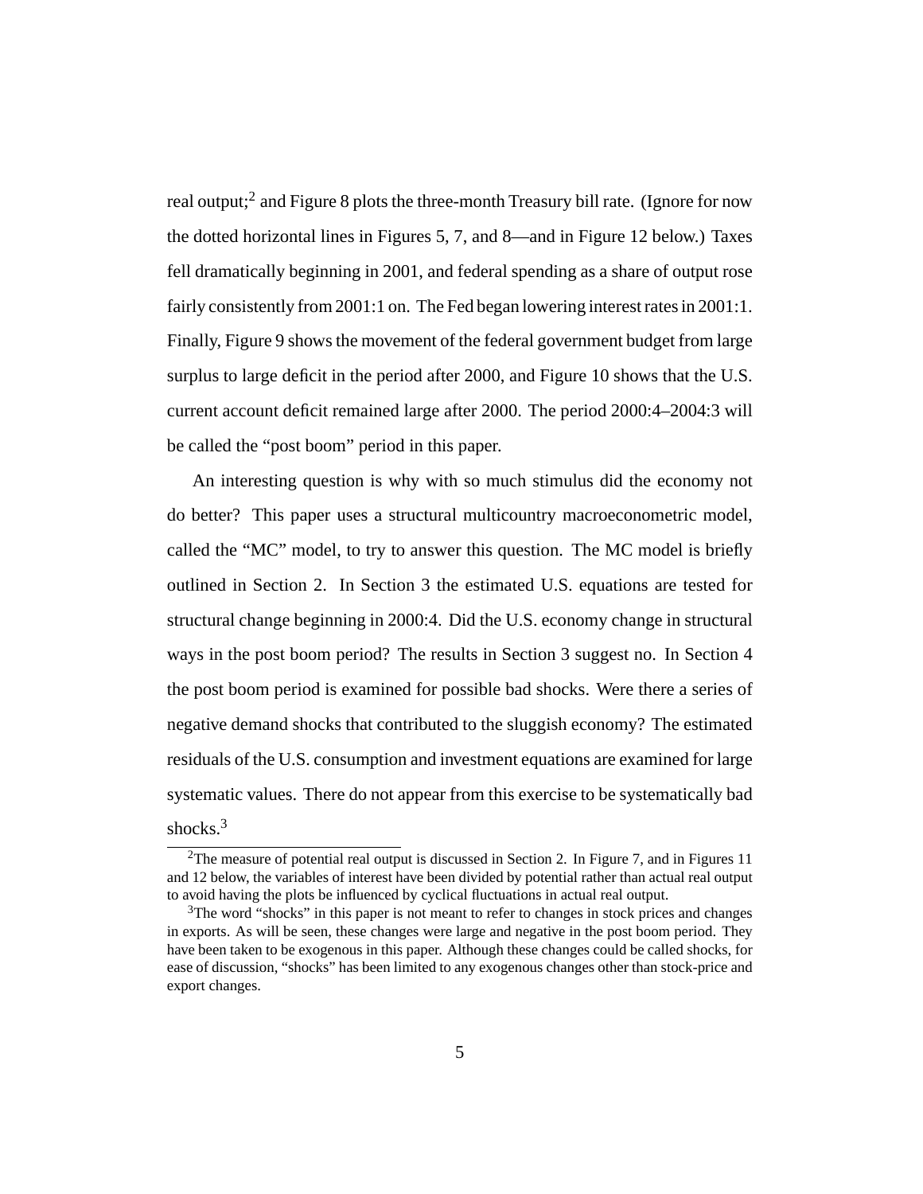real output;[2] and Figure 8 plots the three-month Treasury bill rate. (Ignore for now the dotted horizontal lines in Figures 5, 7, and 8—and in Figure 12 below.) Taxes fell dramatically beginning in 2001, and federal spending as a share of output rose fairly consistently from 2001:1 on. The Fed began lowering interest rates in 2001:1. Finally, Figure 9 shows the movement of the federal government budget from large surplus to large deficit in the period after 2000, and Figure 10 shows that the U.S. current account deficit remained large after 2000. The period 2000:4–2004:3 will be called the "post boom" period in this paper.

An interesting question is why with so much stimulus did the economy not do better? This paper uses a structural multicountry macroeconometric model, called the "MC" model, to try to answer this question. The MC model is briefly outlined in Section 2. In Section 3 the estimated U.S. equations are tested for structural change beginning in 2000:4. Did the U.S. economy change in structural ways in the post boom period? The results in Section 3 suggest no. In Section 4 the post boom period is examined for possible bad shocks. Were there a series of negative demand shocks that contributed to the sluggish economy? The estimated residuals of the U.S. consumption and investment equations are examined for large systematic values. There do not appear from this exercise to be systematically bad shocks.[3]

---

[2] The measure of potential real output is discussed in Section 2. In Figure 7, and in Figures 11 and 12 below, the variables of interest have been divided by potential rather than actual real output to avoid having the plots be influenced by cyclical fluctuations in actual real output.

[3] The word "shocks" in this paper is not meant to refer to changes in stock prices and changes in exports. As will be seen, these changes were large and negative in the post boom period. They have been taken to be exogenous in this paper. Although these changes could be called shocks, for ease of discussion, "shocks" has been limited to any exogenous changes other than stock-price and export changes.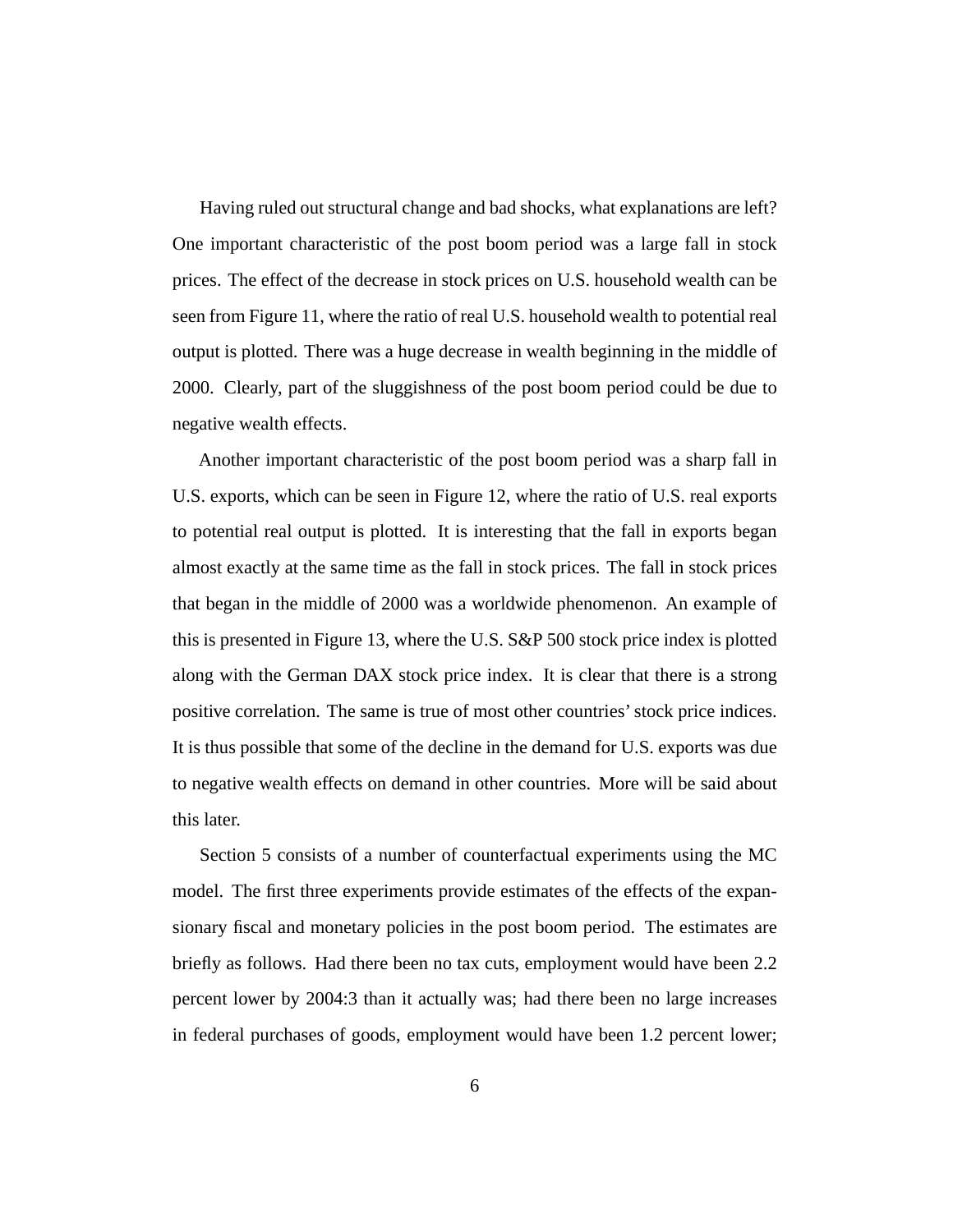Having ruled out structural change and bad shocks, what explanations are left? One important characteristic of the post boom period was a large fall in stock prices. The effect of the decrease in stock prices on U.S. household wealth can be seen from Figure 11, where the ratio of real U.S. household wealth to potential real output is plotted. There was a huge decrease in wealth beginning in the middle of 2000. Clearly, part of the sluggishness of the post boom period could be due to negative wealth effects.

Another important characteristic of the post boom period was a sharp fall in U.S. exports, which can be seen in Figure 12, where the ratio of U.S. real exports to potential real output is plotted. It is interesting that the fall in exports began almost exactly at the same time as the fall in stock prices. The fall in stock prices that began in the middle of 2000 was a worldwide phenomenon. An example of this is presented in Figure 13, where the U.S. S&P 500 stock price index is plotted along with the German DAX stock price index. It is clear that there is a strong positive correlation. The same is true of most other countries' stock price indices. It is thus possible that some of the decline in the demand for U.S. exports was due to negative wealth effects on demand in other countries. More will be said about this later.

Section 5 consists of a number of counterfactual experiments using the MC model. The first three experiments provide estimates of the effects of the expansionary fiscal and monetary policies in the post boom period. The estimates are briefly as follows. Had there been no tax cuts, employment would have been 2.2 percent lower by 2004:3 than it actually was; had there been no large increases in federal purchases of goods, employment would have been 1.2 percent lower;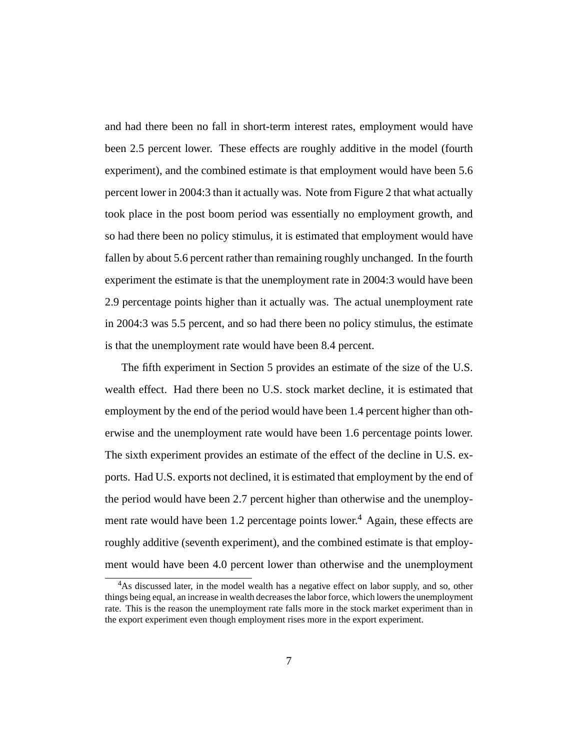and had there been no fall in short-term interest rates, employment would have been 2.5 percent lower. These effects are roughly additive in the model (fourth experiment), and the combined estimate is that employment would have been 5.6 percent lower in 2004:3 than it actually was. Note from Figure 2 that what actually took place in the post boom period was essentially no employment growth, and so had there been no policy stimulus, it is estimated that employment would have fallen by about 5.6 percent rather than remaining roughly unchanged. In the fourth experiment the estimate is that the unemployment rate in 2004:3 would have been 2.9 percentage points higher than it actually was. The actual unemployment rate in 2004:3 was 5.5 percent, and so had there been no policy stimulus, the estimate is that the unemployment rate would have been 8.4 percent.

The fifth experiment in Section 5 provides an estimate of the size of the U.S. wealth effect. Had there been no U.S. stock market decline, it is estimated that employment by the end of the period would have been 1.4 percent higher than otherwise and the unemployment rate would have been 1.6 percentage points lower. The sixth experiment provides an estimate of the effect of the decline in U.S. exports. Had U.S. exports not declined, it is estimated that employment by the end of the period would have been 2.7 percent higher than otherwise and the unemployment rate would have been 1.2 percentage points lower.[4] Again, these effects are roughly additive (seventh experiment), and the combined estimate is that employment would have been 4.0 percent lower than otherwise and the unemployment

[4]As discussed later, in the model wealth has a negative effect on labor supply, and so, other things being equal, an increase in wealth decreases the labor force, which lowers the unemployment rate. This is the reason the unemployment rate falls more in the stock market experiment than in the export experiment even though employment rises more in the export experiment.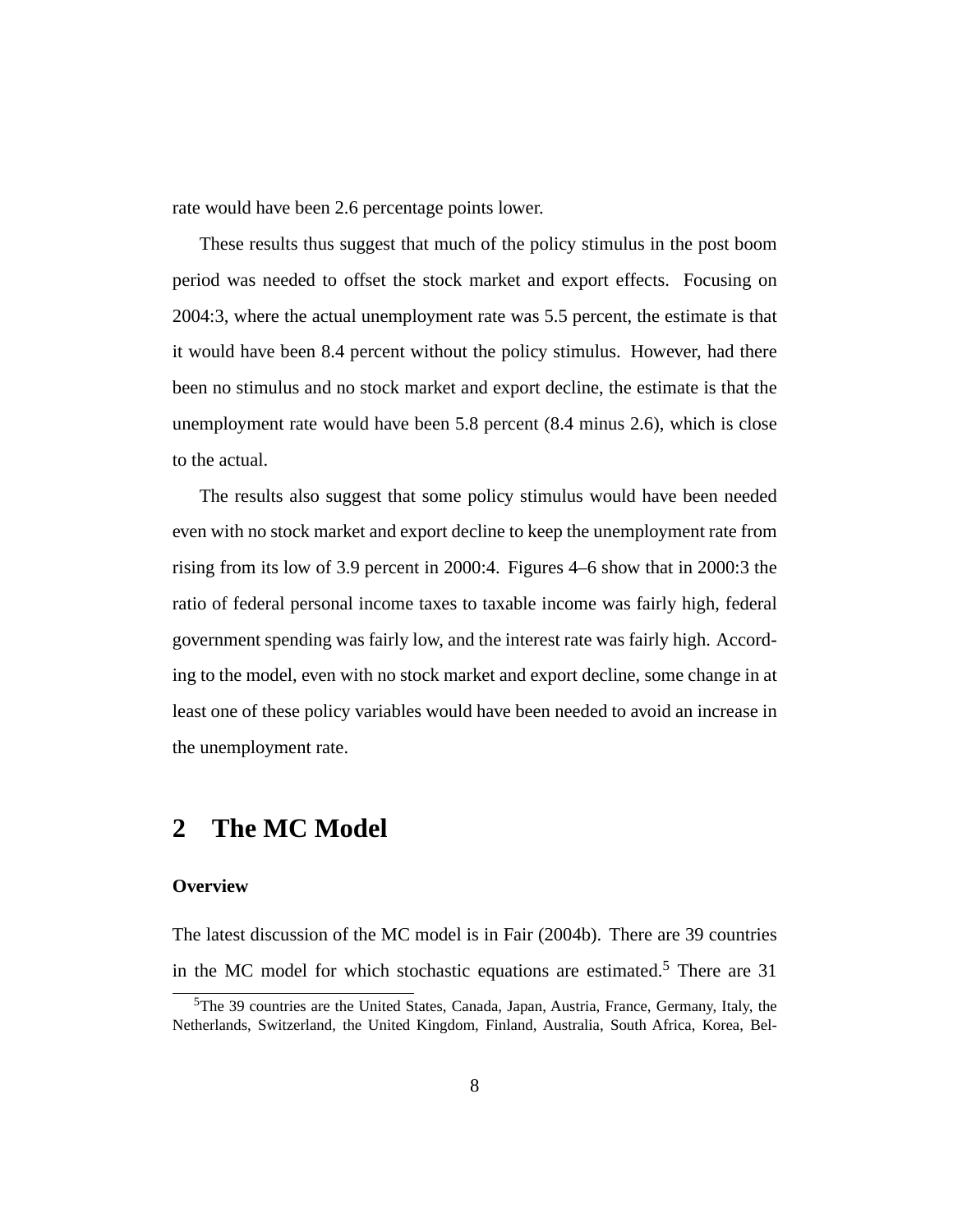rate would have been 2.6 percentage points lower.

These results thus suggest that much of the policy stimulus in the post boom period was needed to offset the stock market and export effects. Focusing on 2004:3, where the actual unemployment rate was 5.5 percent, the estimate is that it would have been 8.4 percent without the policy stimulus. However, had there been no stimulus and no stock market and export decline, the estimate is that the unemployment rate would have been 5.8 percent (8.4 minus 2.6), which is close to the actual.

The results also suggest that some policy stimulus would have been needed even with no stock market and export decline to keep the unemployment rate from rising from its low of 3.9 percent in 2000:4. Figures 4–6 show that in 2000:3 the ratio of federal personal income taxes to taxable income was fairly high, federal government spending was fairly low, and the interest rate was fairly high. According to the model, even with no stock market and export decline, some change in at least one of these policy variables would have been needed to avoid an increase in the unemployment rate.

## 2 The MC Model

### Overview

The latest discussion of the MC model is in Fair (2004b). There are 39 countries in the MC model for which stochastic equations are estimated.[5] There are 31

[5]The 39 countries are the United States, Canada, Japan, Austria, France, Germany, Italy, the Netherlands, Switzerland, the United Kingdom, Finland, Australia, South Africa, Korea, Bel-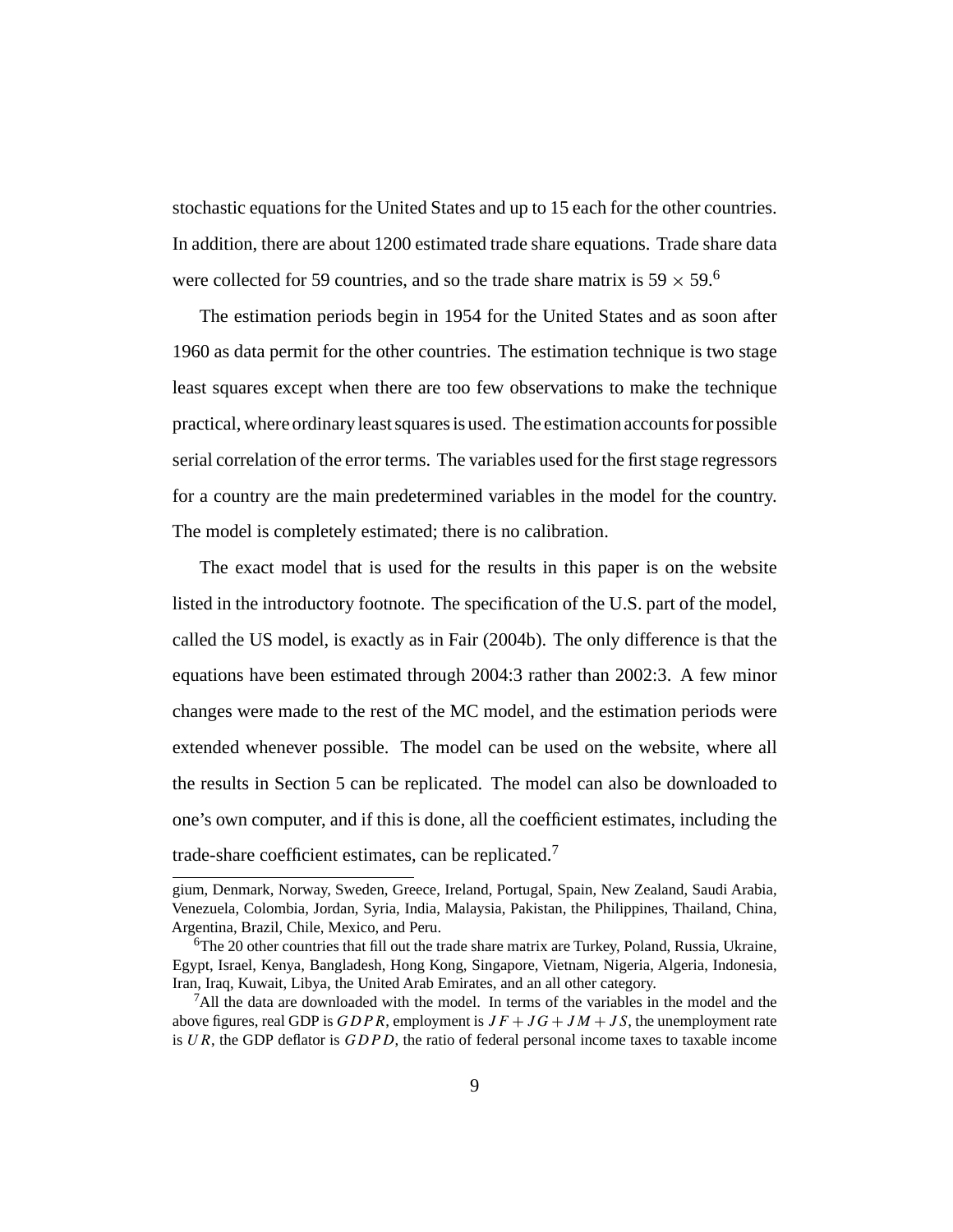stochastic equations for the United States and up to 15 each for the other countries. In addition, there are about 1200 estimated trade share equations. Trade share data were collected for 59 countries, and so the trade share matrix is $59 \times 59$.[6]

The estimation periods begin in 1954 for the United States and as soon after 1960 as data permit for the other countries. The estimation technique is two stage least squares except when there are too few observations to make the technique practical, where ordinary least squares is used. The estimation accounts for possible serial correlation of the error terms. The variables used for the first stage regressors for a country are the main predetermined variables in the model for the country. The model is completely estimated; there is no calibration.

The exact model that is used for the results in this paper is on the website listed in the introductory footnote. The specification of the U.S. part of the model, called the US model, is exactly as in Fair (2004b). The only difference is that the equations have been estimated through 2004:3 rather than 2002:3. A few minor changes were made to the rest of the MC model, and the estimation periods were extended whenever possible. The model can be used on the website, where all the results in Section 5 can be replicated. The model can also be downloaded to one's own computer, and if this is done, all the coefficient estimates, including the trade-share coefficient estimates, can be replicated.[7]

---

gium, Denmark, Norway, Sweden, Greece, Ireland, Portugal, Spain, New Zealand, Saudi Arabia, Venezuela, Colombia, Jordan, Syria, India, Malaysia, Pakistan, the Philippines, Thailand, China, Argentina, Brazil, Chile, Mexico, and Peru.

[6] The 20 other countries that fill out the trade share matrix are Turkey, Poland, Russia, Ukraine, Egypt, Israel, Kenya, Bangladesh, Hong Kong, Singapore, Vietnam, Nigeria, Algeria, Indonesia, Iran, Iraq, Kuwait, Libya, the United Arab Emirates, and an all other category.

[7] All the data are downloaded with the model. In terms of the variables in the model and the above figures, real GDP is $GDPR$, employment is $JF + JG + JM + JS$, the unemployment rate is $UR$, the GDP deflator is $GDPD$, the ratio of federal personal income taxes to taxable income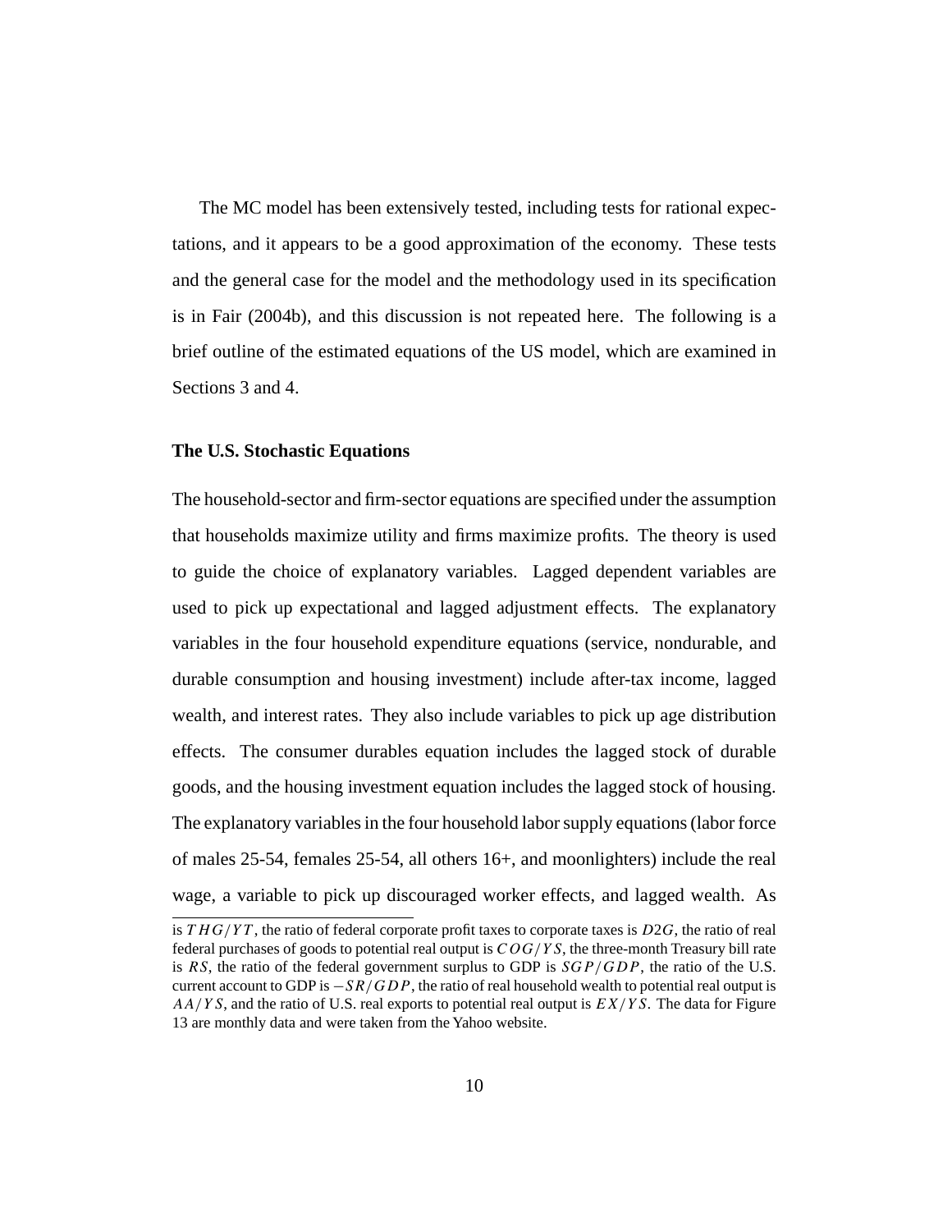The MC model has been extensively tested, including tests for rational expectations, and it appears to be a good approximation of the economy. These tests and the general case for the model and the methodology used in its specification is in Fair (2004b), and this discussion is not repeated here. The following is a brief outline of the estimated equations of the US model, which are examined in Sections 3 and 4.

### The U.S. Stochastic Equations

The household-sector and firm-sector equations are specified under the assumption that households maximize utility and firms maximize profits. The theory is used to guide the choice of explanatory variables. Lagged dependent variables are used to pick up expectational and lagged adjustment effects. The explanatory variables in the four household expenditure equations (service, nondurable, and durable consumption and housing investment) include after-tax income, lagged wealth, and interest rates. They also include variables to pick up age distribution effects. The consumer durables equation includes the lagged stock of durable goods, and the housing investment equation includes the lagged stock of housing. The explanatory variables in the four household labor supply equations (labor force of males 25-54, females 25-54, all others 16+, and moonlighters) include the real wage, a variable to pick up discouraged worker effects, and lagged wealth. As

---

is $THG/YT$, the ratio of federal corporate profit taxes to corporate taxes is $D2G$, the ratio of real federal purchases of goods to potential real output is $COG/YS$, the three-month Treasury bill rate is $RS$, the ratio of the federal government surplus to GDP is $SGP/GDP$, the ratio of the U.S. current account to GDP is $-SR/GDP$, the ratio of real household wealth to potential real output is $AA/YS$, and the ratio of U.S. real exports to potential real output is $EX/YS$. The data for Figure 13 are monthly data and were taken from the Yahoo website.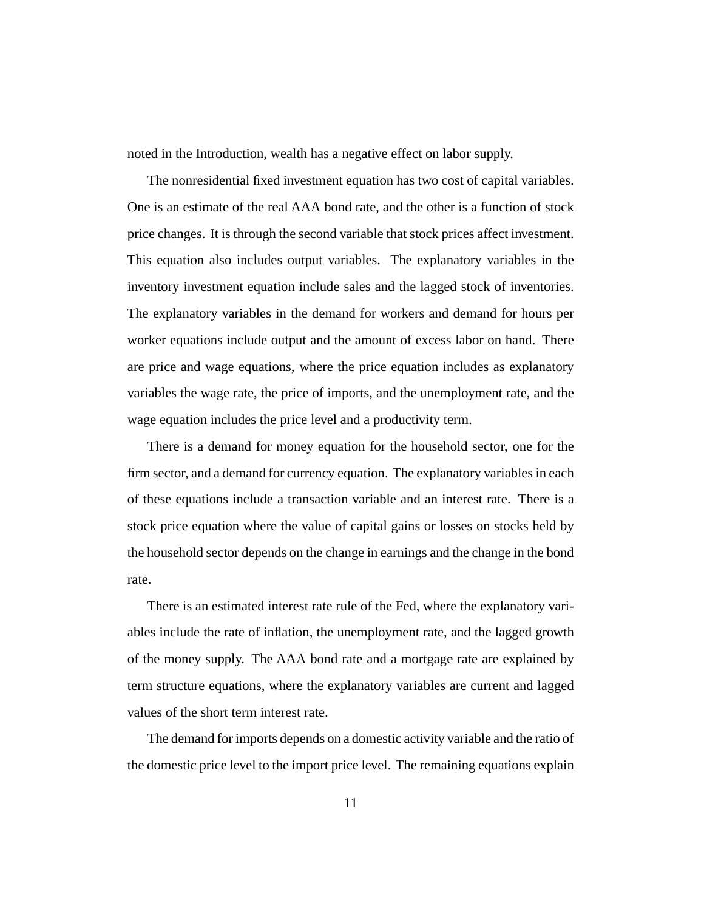noted in the Introduction, wealth has a negative effect on labor supply.

The nonresidential fixed investment equation has two cost of capital variables. One is an estimate of the real AAA bond rate, and the other is a function of stock price changes. It is through the second variable that stock prices affect investment. This equation also includes output variables. The explanatory variables in the inventory investment equation include sales and the lagged stock of inventories. The explanatory variables in the demand for workers and demand for hours per worker equations include output and the amount of excess labor on hand. There are price and wage equations, where the price equation includes as explanatory variables the wage rate, the price of imports, and the unemployment rate, and the wage equation includes the price level and a productivity term.

There is a demand for money equation for the household sector, one for the firm sector, and a demand for currency equation. The explanatory variables in each of these equations include a transaction variable and an interest rate. There is a stock price equation where the value of capital gains or losses on stocks held by the household sector depends on the change in earnings and the change in the bond rate.

There is an estimated interest rate rule of the Fed, where the explanatory variables include the rate of inflation, the unemployment rate, and the lagged growth of the money supply. The AAA bond rate and a mortgage rate are explained by term structure equations, where the explanatory variables are current and lagged values of the short term interest rate.

The demand for imports depends on a domestic activity variable and the ratio of the domestic price level to the import price level. The remaining equations explain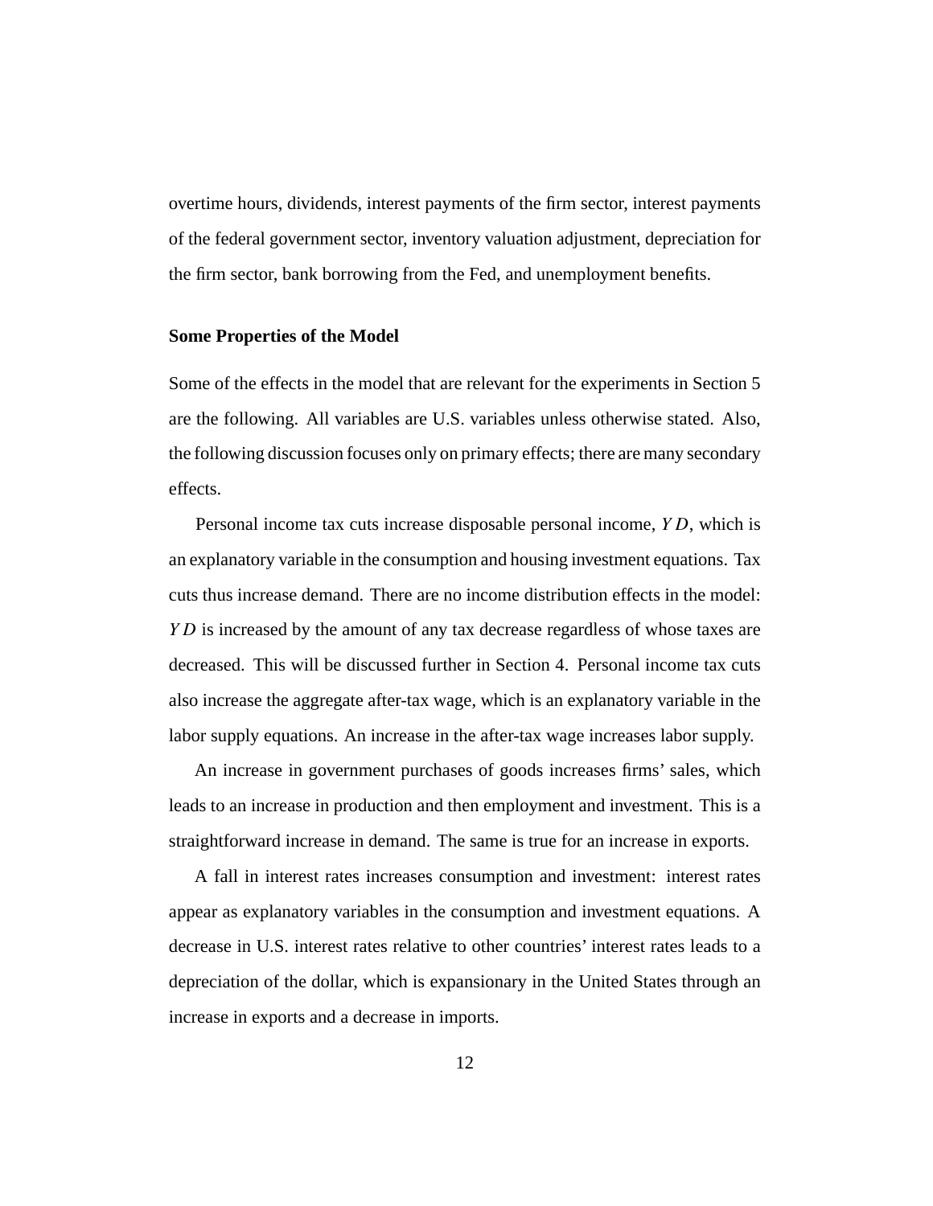overtime hours, dividends, interest payments of the firm sector, interest payments of the federal government sector, inventory valuation adjustment, depreciation for the firm sector, bank borrowing from the Fed, and unemployment benefits.

### Some Properties of the Model

Some of the effects in the model that are relevant for the experiments in Section 5 are the following. All variables are U.S. variables unless otherwise stated. Also, the following discussion focuses only on primary effects; there are many secondary effects.

Personal income tax cuts increase disposable personal income, $YD$, which is an explanatory variable in the consumption and housing investment equations. Tax cuts thus increase demand. There are no income distribution effects in the model: $YD$ is increased by the amount of any tax decrease regardless of whose taxes are decreased. This will be discussed further in Section 4. Personal income tax cuts also increase the aggregate after-tax wage, which is an explanatory variable in the labor supply equations. An increase in the after-tax wage increases labor supply.

An increase in government purchases of goods increases firms' sales, which leads to an increase in production and then employment and investment. This is a straightforward increase in demand. The same is true for an increase in exports.

A fall in interest rates increases consumption and investment: interest rates appear as explanatory variables in the consumption and investment equations. A decrease in U.S. interest rates relative to other countries' interest rates leads to a depreciation of the dollar, which is expansionary in the United States through an increase in exports and a decrease in imports.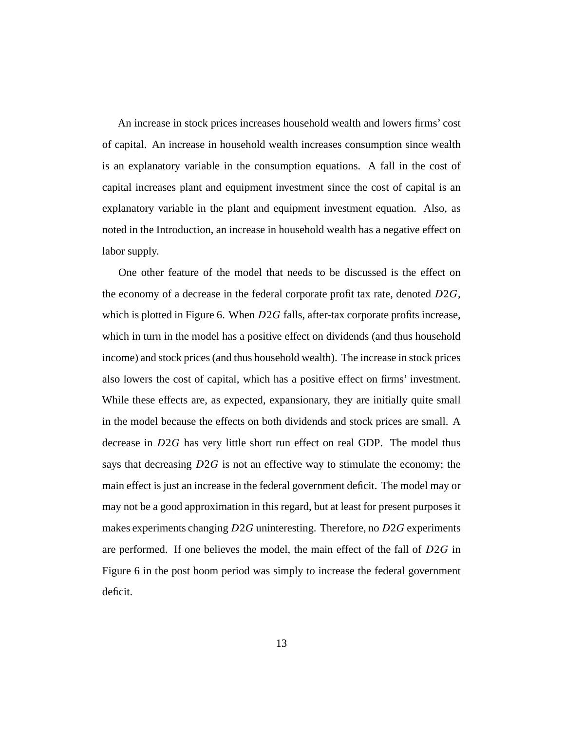An increase in stock prices increases household wealth and lowers firms' cost of capital. An increase in household wealth increases consumption since wealth is an explanatory variable in the consumption equations. A fall in the cost of capital increases plant and equipment investment since the cost of capital is an explanatory variable in the plant and equipment investment equation. Also, as noted in the Introduction, an increase in household wealth has a negative effect on labor supply.

One other feature of the model that needs to be discussed is the effect on the economy of a decrease in the federal corporate profit tax rate, denoted $D2G$, which is plotted in Figure 6. When $D2G$ falls, after-tax corporate profits increase, which in turn in the model has a positive effect on dividends (and thus household income) and stock prices (and thus household wealth). The increase in stock prices also lowers the cost of capital, which has a positive effect on firms' investment. While these effects are, as expected, expansionary, they are initially quite small in the model because the effects on both dividends and stock prices are small. A decrease in $D2G$ has very little short run effect on real GDP. The model thus says that decreasing $D2G$ is not an effective way to stimulate the economy; the main effect is just an increase in the federal government deficit. The model may or may not be a good approximation in this regard, but at least for present purposes it makes experiments changing $D2G$ uninteresting. Therefore, no $D2G$ experiments are performed. If one believes the model, the main effect of the fall of $D2G$ in Figure 6 in the post boom period was simply to increase the federal government deficit.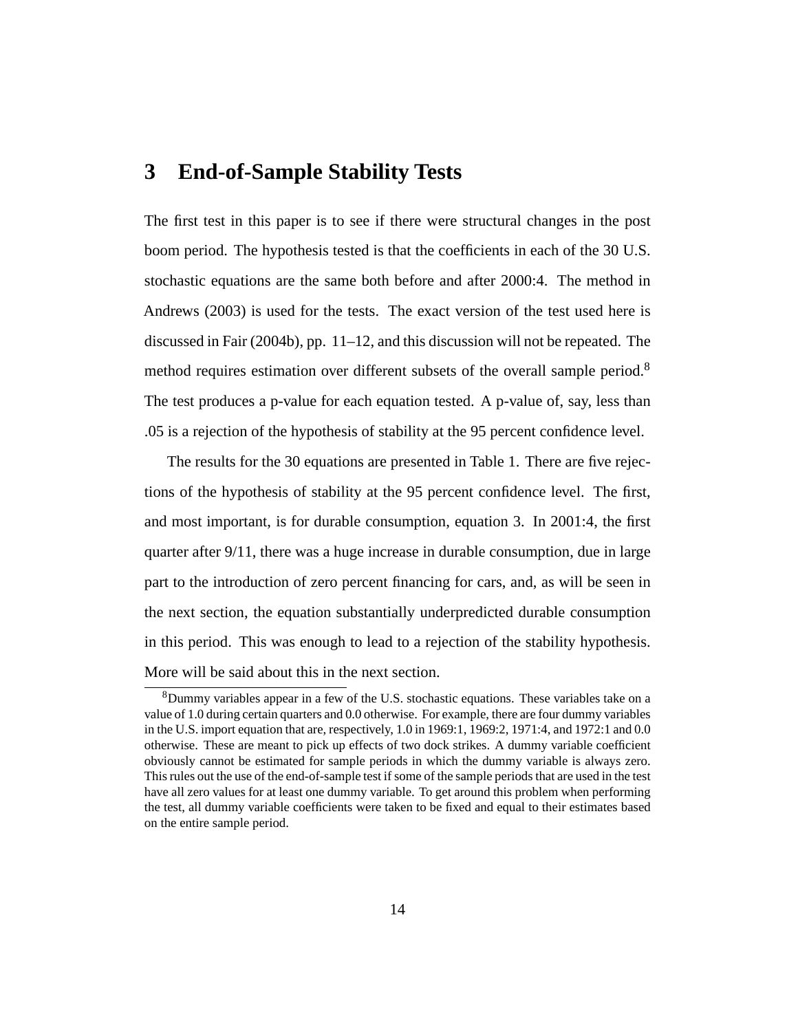# 3 End-of-Sample Stability Tests

The first test in this paper is to see if there were structural changes in the post boom period. The hypothesis tested is that the coefficients in each of the 30 U.S. stochastic equations are the same both before and after 2000:4. The method in Andrews (2003) is used for the tests. The exact version of the test used here is discussed in Fair (2004b), pp. 11–12, and this discussion will not be repeated. The method requires estimation over different subsets of the overall sample period.[8] The test produces a p-value for each equation tested. A p-value of, say, less than .05 is a rejection of the hypothesis of stability at the 95 percent confidence level.

The results for the 30 equations are presented in Table 1. There are five rejections of the hypothesis of stability at the 95 percent confidence level. The first, and most important, is for durable consumption, equation 3. In 2001:4, the first quarter after 9/11, there was a huge increase in durable consumption, due in large part to the introduction of zero percent financing for cars, and, as will be seen in the next section, the equation substantially underpredicted durable consumption in this period. This was enough to lead to a rejection of the stability hypothesis. More will be said about this in the next section.

[8] Dummy variables appear in a few of the U.S. stochastic equations. These variables take on a value of 1.0 during certain quarters and 0.0 otherwise. For example, there are four dummy variables in the U.S. import equation that are, respectively, 1.0 in 1969:1, 1969:2, 1971:4, and 1972:1 and 0.0 otherwise. These are meant to pick up effects of two dock strikes. A dummy variable coefficient obviously cannot be estimated for sample periods in which the dummy variable is always zero. This rules out the use of the end-of-sample test if some of the sample periods that are used in the test have all zero values for at least one dummy variable. To get around this problem when performing the test, all dummy variable coefficients were taken to be fixed and equal to their estimates based on the entire sample period.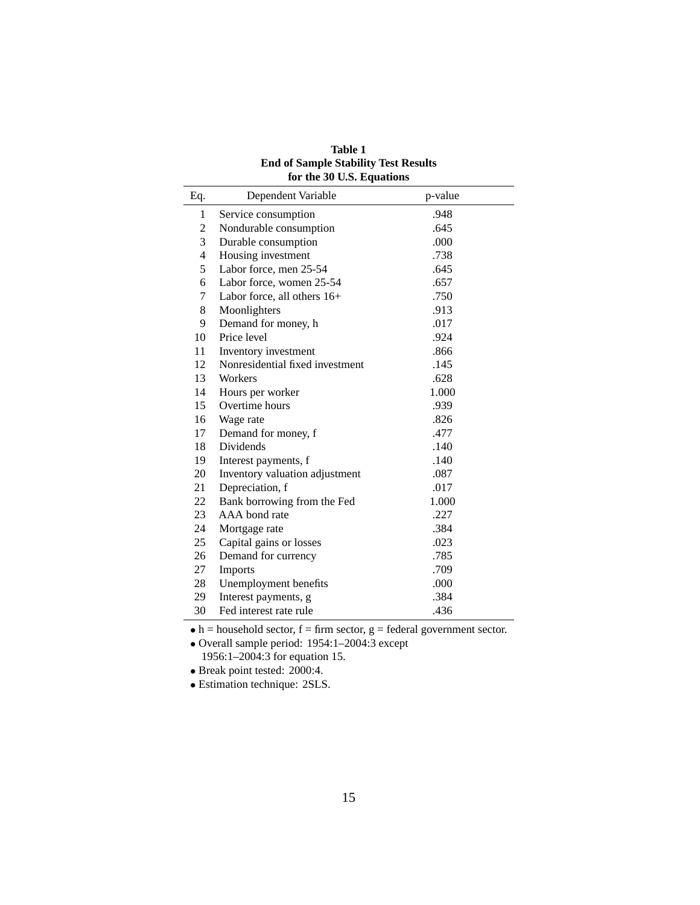**Table 1**
**End of Sample Stability Test Results**
**for the 30 U.S. Equations**

| Eq. | Dependent Variable | p-value |
|---|---|---|
| 1 | Service consumption | .948 |
| 2 | Nondurable consumption | .645 |
| 3 | Durable consumption | .000 |
| 4 | Housing investment | .738 |
| 5 | Labor force, men 25-54 | .645 |
| 6 | Labor force, women 25-54 | .657 |
| 7 | Labor force, all others 16+ | .750 |
| 8 | Moonlighters | .913 |
| 9 | Demand for money, h | .017 |
| 10 | Price level | .924 |
| 11 | Inventory investment | .866 |
| 12 | Nonresidential fixed investment | .145 |
| 13 | Workers | .628 |
| 14 | Hours per worker | 1.000 |
| 15 | Overtime hours | .939 |
| 16 | Wage rate | .826 |
| 17 | Demand for money, f | .477 |
| 18 | Dividends | .140 |
| 19 | Interest payments, f | .140 |
| 20 | Inventory valuation adjustment | .087 |
| 21 | Depreciation, f | .017 |
| 22 | Bank borrowing from the Fed | 1.000 |
| 23 | AAA bond rate | .227 |
| 24 | Mortgage rate | .384 |
| 25 | Capital gains or losses | .023 |
| 26 | Demand for currency | .785 |
| 27 | Imports | .709 |
| 28 | Unemployment benefits | .000 |
| 29 | Interest payments, g | .384 |
| 30 | Fed interest rate rule | .436 |

- h = household sector, f = firm sector, g = federal government sector.
- Overall sample period: 1954:1–2004:3 except 1956:1–2004:3 for equation 15.
- Break point tested: 2000:4.
- Estimation technique: 2SLS.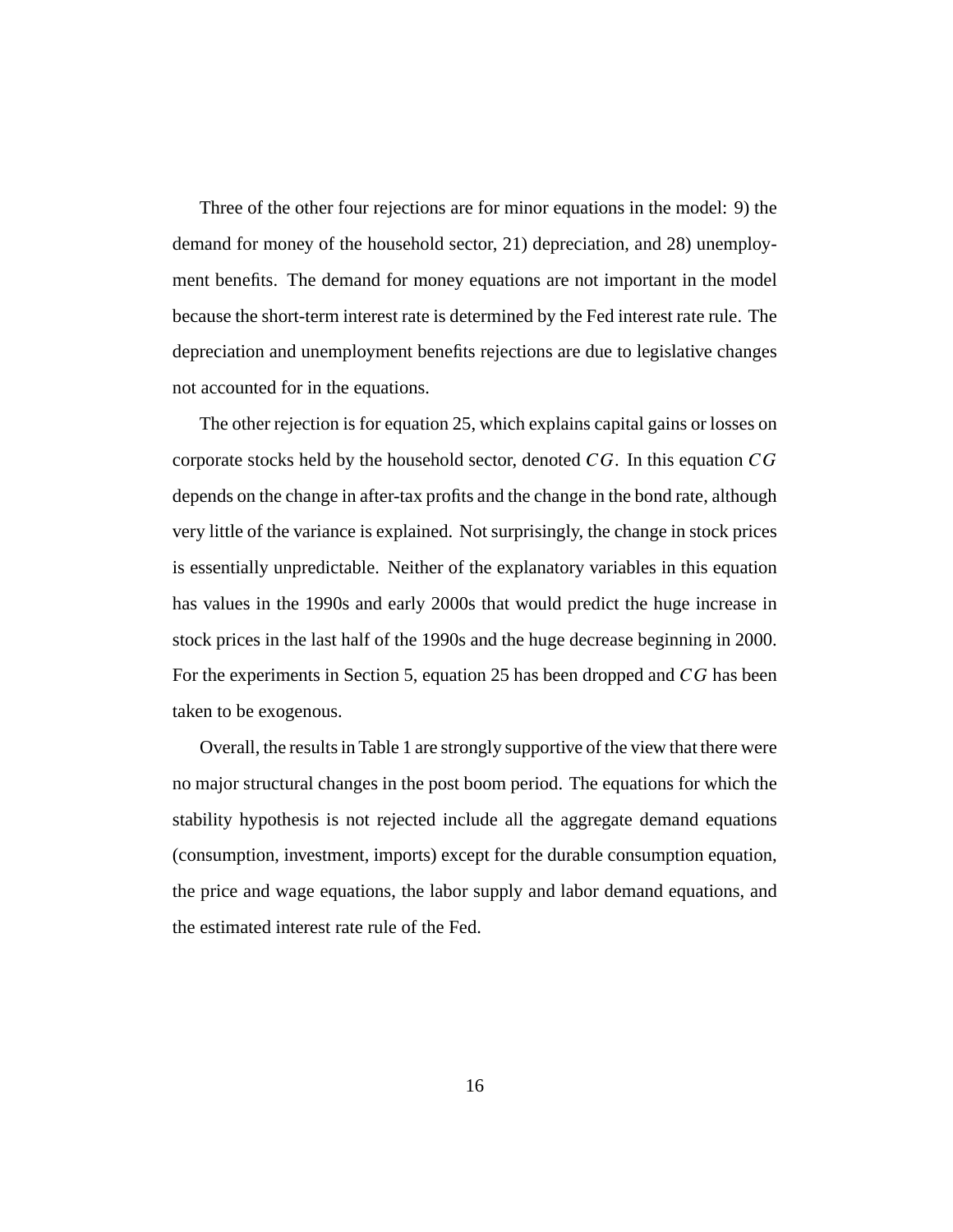Three of the other four rejections are for minor equations in the model: 9) the demand for money of the household sector, 21) depreciation, and 28) unemployment benefits. The demand for money equations are not important in the model because the short-term interest rate is determined by the Fed interest rate rule. The depreciation and unemployment benefits rejections are due to legislative changes not accounted for in the equations.

The other rejection is for equation 25, which explains capital gains or losses on corporate stocks held by the household sector, denoted $CG$. In this equation $CG$ depends on the change in after-tax profits and the change in the bond rate, although very little of the variance is explained. Not surprisingly, the change in stock prices is essentially unpredictable. Neither of the explanatory variables in this equation has values in the 1990s and early 2000s that would predict the huge increase in stock prices in the last half of the 1990s and the huge decrease beginning in 2000. For the experiments in Section 5, equation 25 has been dropped and $CG$ has been taken to be exogenous.

Overall, the results in Table 1 are strongly supportive of the view that there were no major structural changes in the post boom period. The equations for which the stability hypothesis is not rejected include all the aggregate demand equations (consumption, investment, imports) except for the durable consumption equation, the price and wage equations, the labor supply and labor demand equations, and the estimated interest rate rule of the Fed.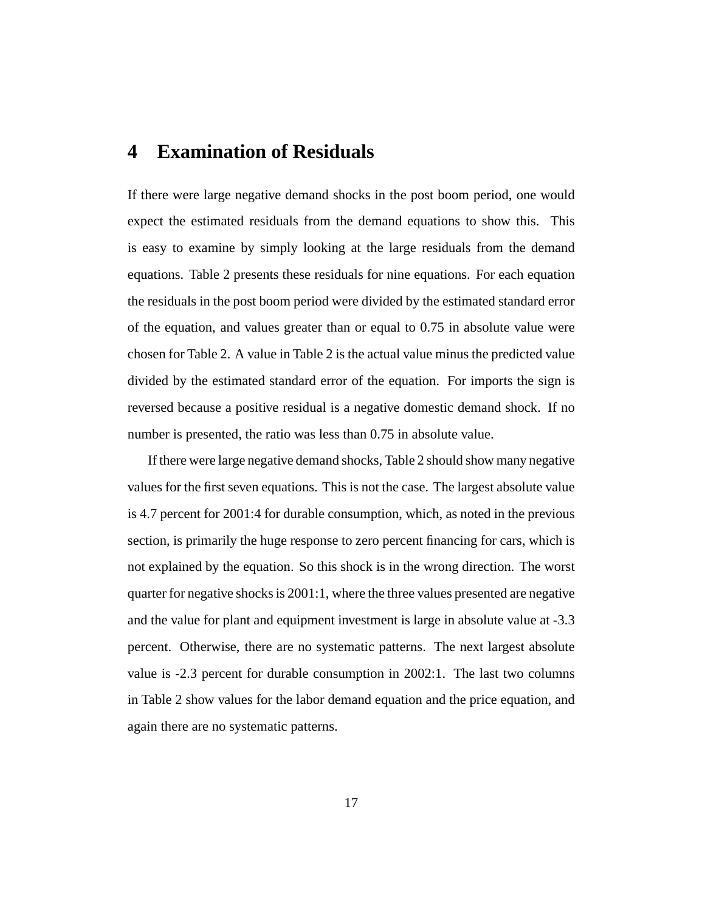# 4 Examination of Residuals

If there were large negative demand shocks in the post boom period, one would expect the estimated residuals from the demand equations to show this. This is easy to examine by simply looking at the large residuals from the demand equations. Table 2 presents these residuals for nine equations. For each equation the residuals in the post boom period were divided by the estimated standard error of the equation, and values greater than or equal to 0.75 in absolute value were chosen for Table 2. A value in Table 2 is the actual value minus the predicted value divided by the estimated standard error of the equation. For imports the sign is reversed because a positive residual is a negative domestic demand shock. If no number is presented, the ratio was less than 0.75 in absolute value.

If there were large negative demand shocks, Table 2 should show many negative values for the first seven equations. This is not the case. The largest absolute value is 4.7 percent for 2001:4 for durable consumption, which, as noted in the previous section, is primarily the huge response to zero percent financing for cars, which is not explained by the equation. So this shock is in the wrong direction. The worst quarter for negative shocks is 2001:1, where the three values presented are negative and the value for plant and equipment investment is large in absolute value at -3.3 percent. Otherwise, there are no systematic patterns. The next largest absolute value is -2.3 percent for durable consumption in 2002:1. The last two columns in Table 2 show values for the labor demand equation and the price equation, and again there are no systematic patterns.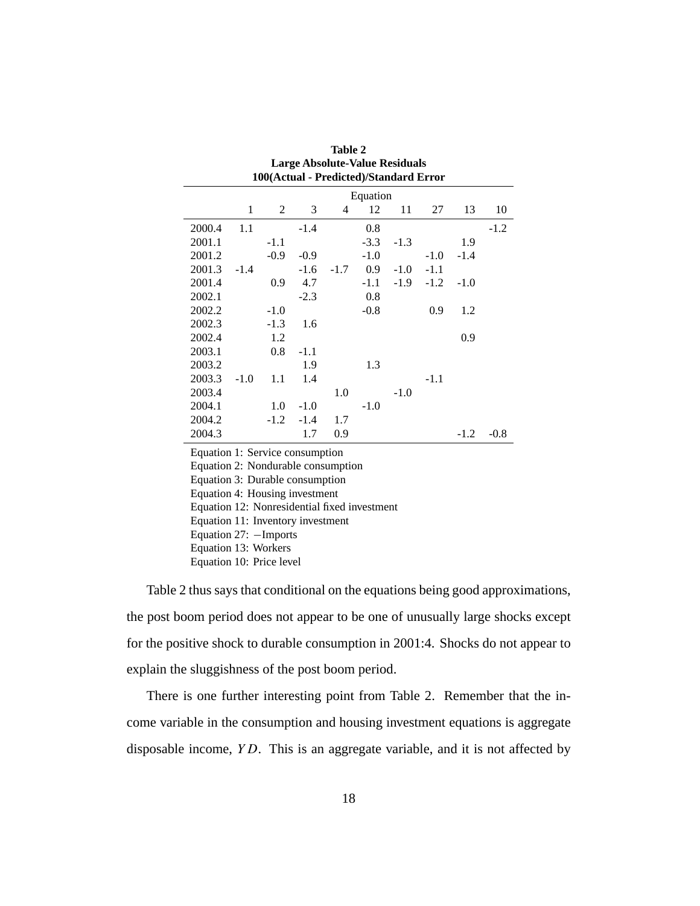**Table 2**
**Large Absolute-Value Residuals**
**100(Actual - Predicted)/Standard Error**

| | Equation | | | | | | | | |
|---|---|---|---|---|---|---|---|---|---|
| | 1 | 2 | 3 | 4 | 12 | 11 | 27 | 13 | 10 |
| 2000.4 | 1.1 | | -1.4 | | 0.8 | | | | -1.2 |
| 2001.1 | | -1.1 | | | -3.3 | -1.3 | | 1.9 | |
| 2001.2 | | -0.9 | -0.9 | | -1.0 | | -1.0 | -1.4 | |
| 2001.3 | -1.4 | | -1.6 | -1.7 | 0.9 | -1.0 | -1.1 | | |
| 2001.4 | | 0.9 | 4.7 | | -1.1 | -1.9 | -1.2 | -1.0 | |
| 2002.1 | | | -2.3 | | 0.8 | | | | |
| 2002.2 | | -1.0 | | | -0.8 | | 0.9 | 1.2 | |
| 2002.3 | | -1.3 | 1.6 | | | | | | |
| 2002.4 | | 1.2 | | | | | | 0.9 | |
| 2003.1 | | 0.8 | -1.1 | | | | | | |
| 2003.2 | | | 1.9 | | 1.3 | | | | |
| 2003.3 | -1.0 | 1.1 | 1.4 | | | | -1.1 | | |
| 2003.4 | | | | 1.0 | | -1.0 | | | |
| 2004.1 | | 1.0 | -1.0 | | -1.0 | | | | |
| 2004.2 | | -1.2 | -1.4 | 1.7 | | | | | |
| 2004.3 | | | 1.7 | 0.9 | | | | -1.2 | -0.8 |

Equation 1: Service consumption
Equation 2: Nondurable consumption
Equation 3: Durable consumption
Equation 4: Housing investment
Equation 12: Nonresidential fixed investment
Equation 11: Inventory investment
Equation 27: −Imports
Equation 13: Workers
Equation 10: Price level

Table 2 thus says that conditional on the equations being good approximations, the post boom period does not appear to be one of unusually large shocks except for the positive shock to durable consumption in 2001:4. Shocks do not appear to explain the sluggishness of the post boom period.

There is one further interesting point from Table 2. Remember that the income variable in the consumption and housing investment equations is aggregate disposable income, $YD$. This is an aggregate variable, and it is not affected by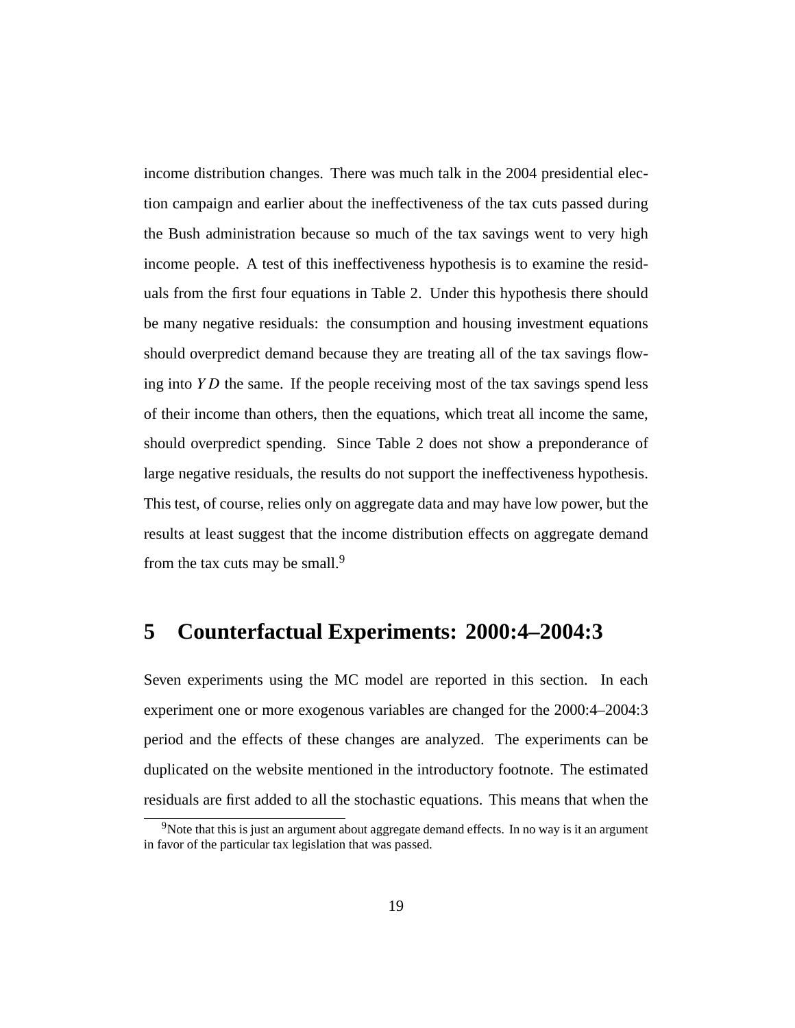income distribution changes. There was much talk in the 2004 presidential election campaign and earlier about the ineffectiveness of the tax cuts passed during the Bush administration because so much of the tax savings went to very high income people. A test of this ineffectiveness hypothesis is to examine the residuals from the first four equations in Table 2. Under this hypothesis there should be many negative residuals: the consumption and housing investment equations should overpredict demand because they are treating all of the tax savings flowing into $YD$ the same. If the people receiving most of the tax savings spend less of their income than others, then the equations, which treat all income the same, should overpredict spending. Since Table 2 does not show a preponderance of large negative residuals, the results do not support the ineffectiveness hypothesis. This test, of course, relies only on aggregate data and may have low power, but the results at least suggest that the income distribution effects on aggregate demand from the tax cuts may be small.[9]

# 5 Counterfactual Experiments: 2000:4–2004:3

Seven experiments using the MC model are reported in this section. In each experiment one or more exogenous variables are changed for the 2000:4–2004:3 period and the effects of these changes are analyzed. The experiments can be duplicated on the website mentioned in the introductory footnote. The estimated residuals are first added to all the stochastic equations. This means that when the

[9] Note that this is just an argument about aggregate demand effects. In no way is it an argument in favor of the particular tax legislation that was passed.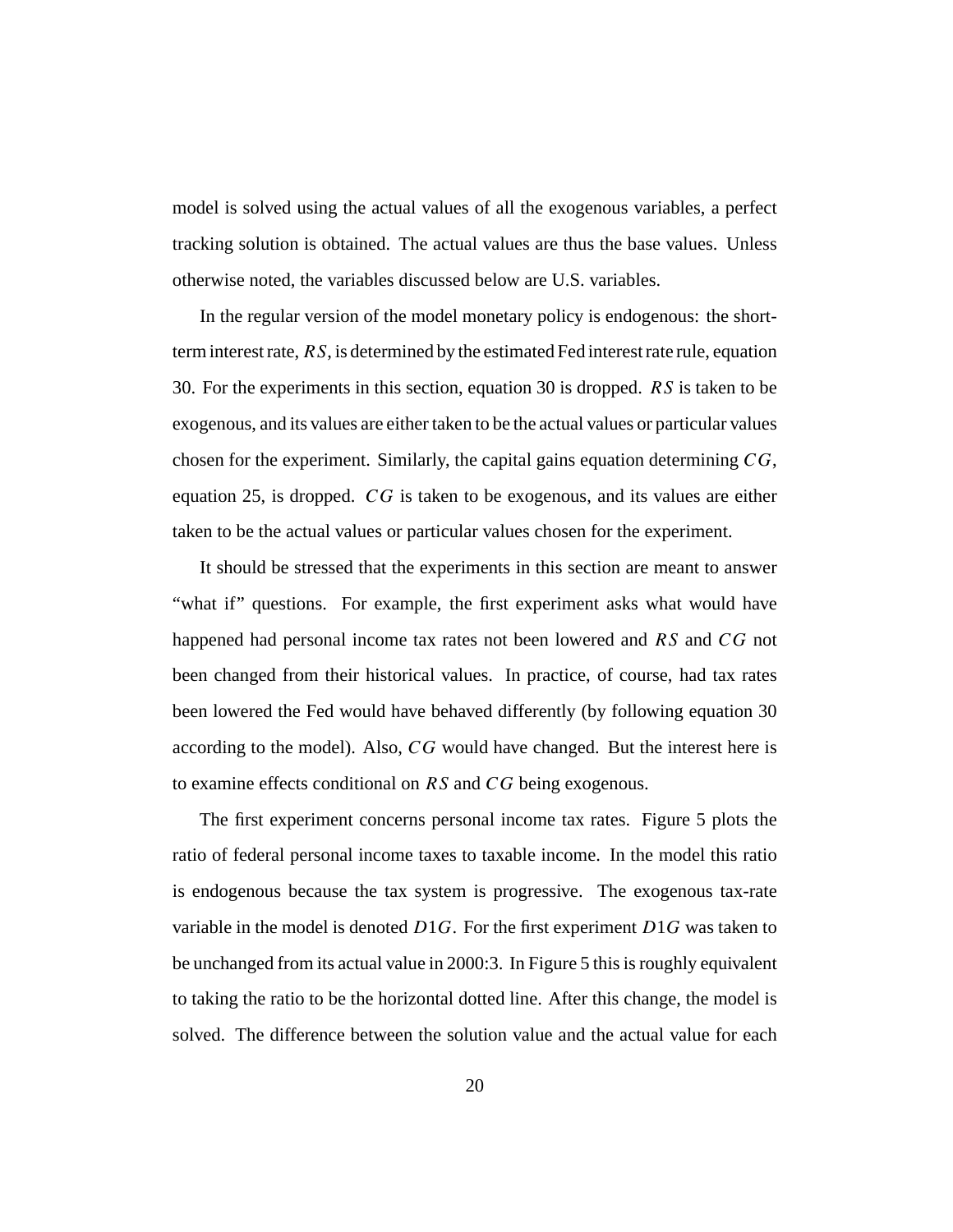model is solved using the actual values of all the exogenous variables, a perfect tracking solution is obtained. The actual values are thus the base values. Unless otherwise noted, the variables discussed below are U.S. variables.

In the regular version of the model monetary policy is endogenous: the short-term interest rate, $RS$, is determined by the estimated Fed interest rate rule, equation 30. For the experiments in this section, equation 30 is dropped. $RS$ is taken to be exogenous, and its values are either taken to be the actual values or particular values chosen for the experiment. Similarly, the capital gains equation determining $CG$, equation 25, is dropped. $CG$ is taken to be exogenous, and its values are either taken to be the actual values or particular values chosen for the experiment.

It should be stressed that the experiments in this section are meant to answer "what if" questions. For example, the first experiment asks what would have happened had personal income tax rates not been lowered and $RS$ and $CG$ not been changed from their historical values. In practice, of course, had tax rates been lowered the Fed would have behaved differently (by following equation 30 according to the model). Also, $CG$ would have changed. But the interest here is to examine effects conditional on $RS$ and $CG$ being exogenous.

The first experiment concerns personal income tax rates. Figure 5 plots the ratio of federal personal income taxes to taxable income. In the model this ratio is endogenous because the tax system is progressive. The exogenous tax-rate variable in the model is denoted $D1G$. For the first experiment $D1G$ was taken to be unchanged from its actual value in 2000:3. In Figure 5 this is roughly equivalent to taking the ratio to be the horizontal dotted line. After this change, the model is solved. The difference between the solution value and the actual value for each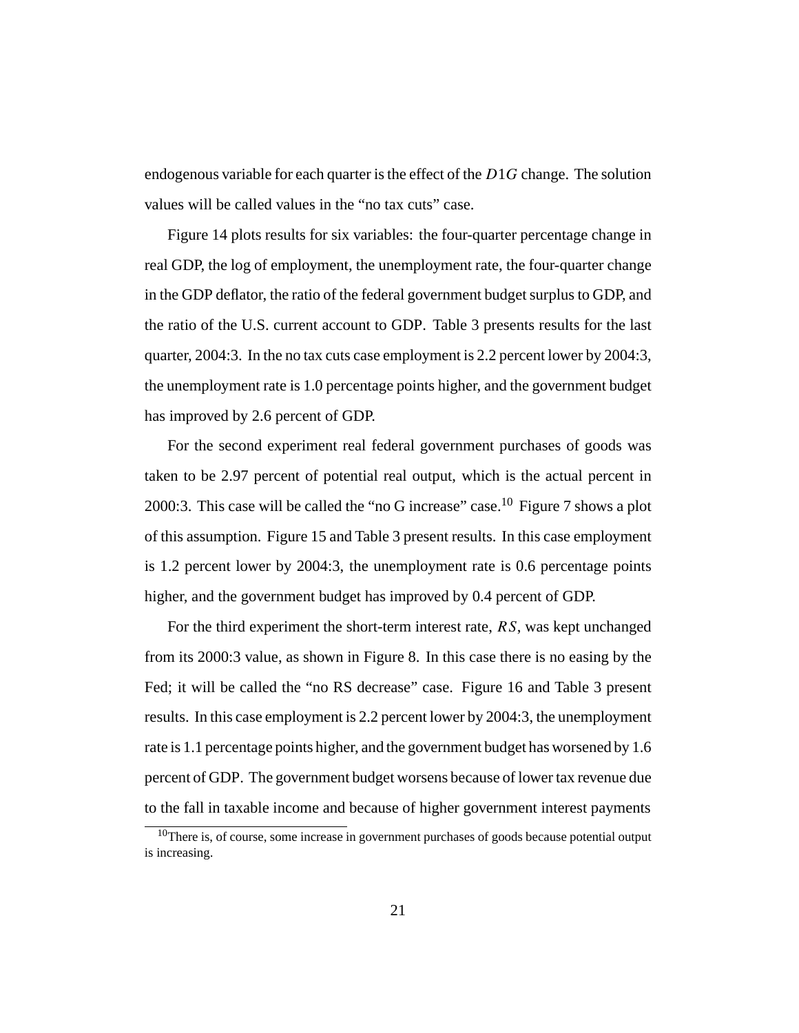endogenous variable for each quarter is the effect of the $D1G$ change. The solution values will be called values in the "no tax cuts" case.

Figure 14 plots results for six variables: the four-quarter percentage change in real GDP, the log of employment, the unemployment rate, the four-quarter change in the GDP deflator, the ratio of the federal government budget surplus to GDP, and the ratio of the U.S. current account to GDP. Table 3 presents results for the last quarter, 2004:3. In the no tax cuts case employment is 2.2 percent lower by 2004:3, the unemployment rate is 1.0 percentage points higher, and the government budget has improved by 2.6 percent of GDP.

For the second experiment real federal government purchases of goods was taken to be 2.97 percent of potential real output, which is the actual percent in 2000:3. This case will be called the "no G increase" case.[10] Figure 7 shows a plot of this assumption. Figure 15 and Table 3 present results. In this case employment is 1.2 percent lower by 2004:3, the unemployment rate is 0.6 percentage points higher, and the government budget has improved by 0.4 percent of GDP.

For the third experiment the short-term interest rate, $RS$, was kept unchanged from its 2000:3 value, as shown in Figure 8. In this case there is no easing by the Fed; it will be called the "no RS decrease" case. Figure 16 and Table 3 present results. In this case employment is 2.2 percent lower by 2004:3, the unemployment rate is 1.1 percentage points higher, and the government budget has worsened by 1.6 percent of GDP. The government budget worsens because of lower tax revenue due to the fall in taxable income and because of higher government interest payments

[10] There is, of course, some increase in government purchases of goods because potential output is increasing.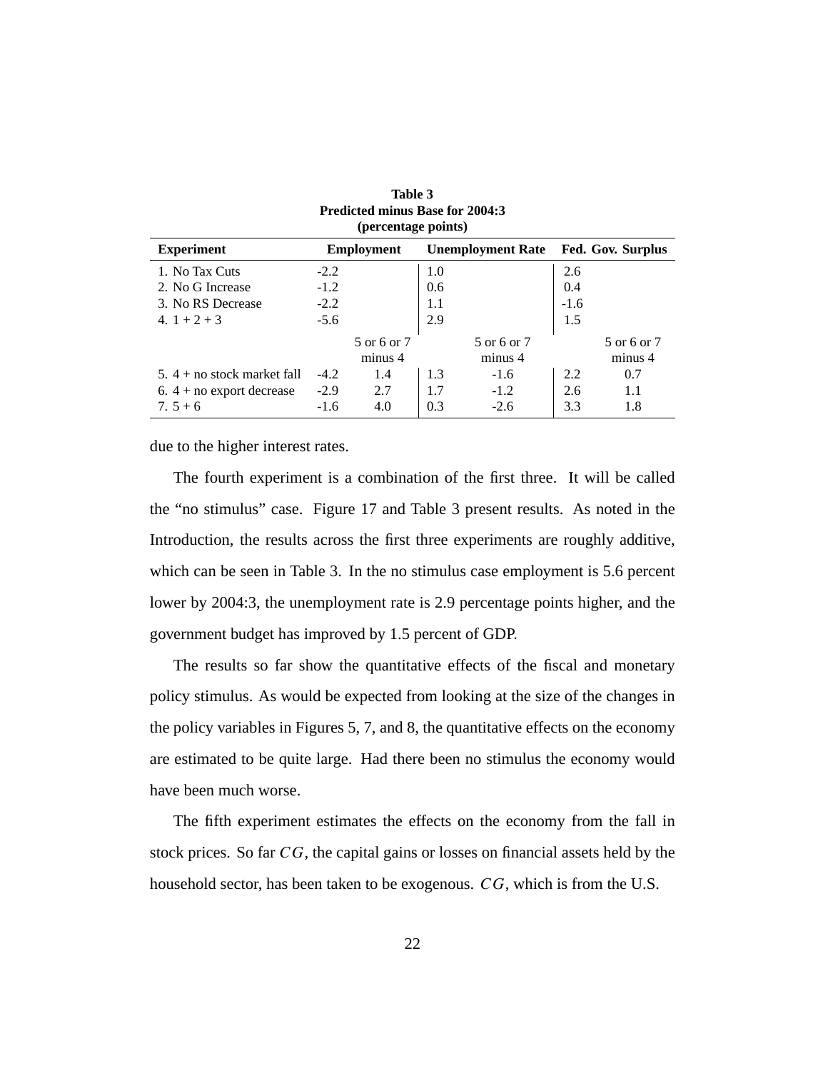**Table 3**
**Predicted minus Base for 2004:3**
**(percentage points)**

| Experiment | Employment | | Unemployment Rate | | Fed. Gov. Surplus | |
|---|---|---|---|---|---|---|
| 1. No Tax Cuts | -2.2 | | 1.0 | | 2.6 | |
| 2. No G Increase | -1.2 | | 0.6 | | 0.4 | |
| 3. No RS Decrease | -2.2 | | 1.1 | | -1.6 | |
| 4. 1 + 2 + 3 | -5.6 | | 2.9 | | 1.5 | |
| | | 5 or 6 or 7 minus 4 | | 5 or 6 or 7 minus 4 | | 5 or 6 or 7 minus 4 |
| 5. 4 + no stock market fall | -4.2 | 1.4 | 1.3 | -1.6 | 2.2 | 0.7 |
| 6. 4 + no export decrease | -2.9 | 2.7 | 1.7 | -1.2 | 2.6 | 1.1 |
| 7. 5 + 6 | -1.6 | 4.0 | 0.3 | -2.6 | 3.3 | 1.8 |

due to the higher interest rates.

The fourth experiment is a combination of the first three. It will be called the "no stimulus" case. Figure 17 and Table 3 present results. As noted in the Introduction, the results across the first three experiments are roughly additive, which can be seen in Table 3. In the no stimulus case employment is 5.6 percent lower by 2004:3, the unemployment rate is 2.9 percentage points higher, and the government budget has improved by 1.5 percent of GDP.

The results so far show the quantitative effects of the fiscal and monetary policy stimulus. As would be expected from looking at the size of the changes in the policy variables in Figures 5, 7, and 8, the quantitative effects on the economy are estimated to be quite large. Had there been no stimulus the economy would have been much worse.

The fifth experiment estimates the effects on the economy from the fall in stock prices. So far $CG$, the capital gains or losses on financial assets held by the household sector, has been taken to be exogenous. $CG$, which is from the U.S.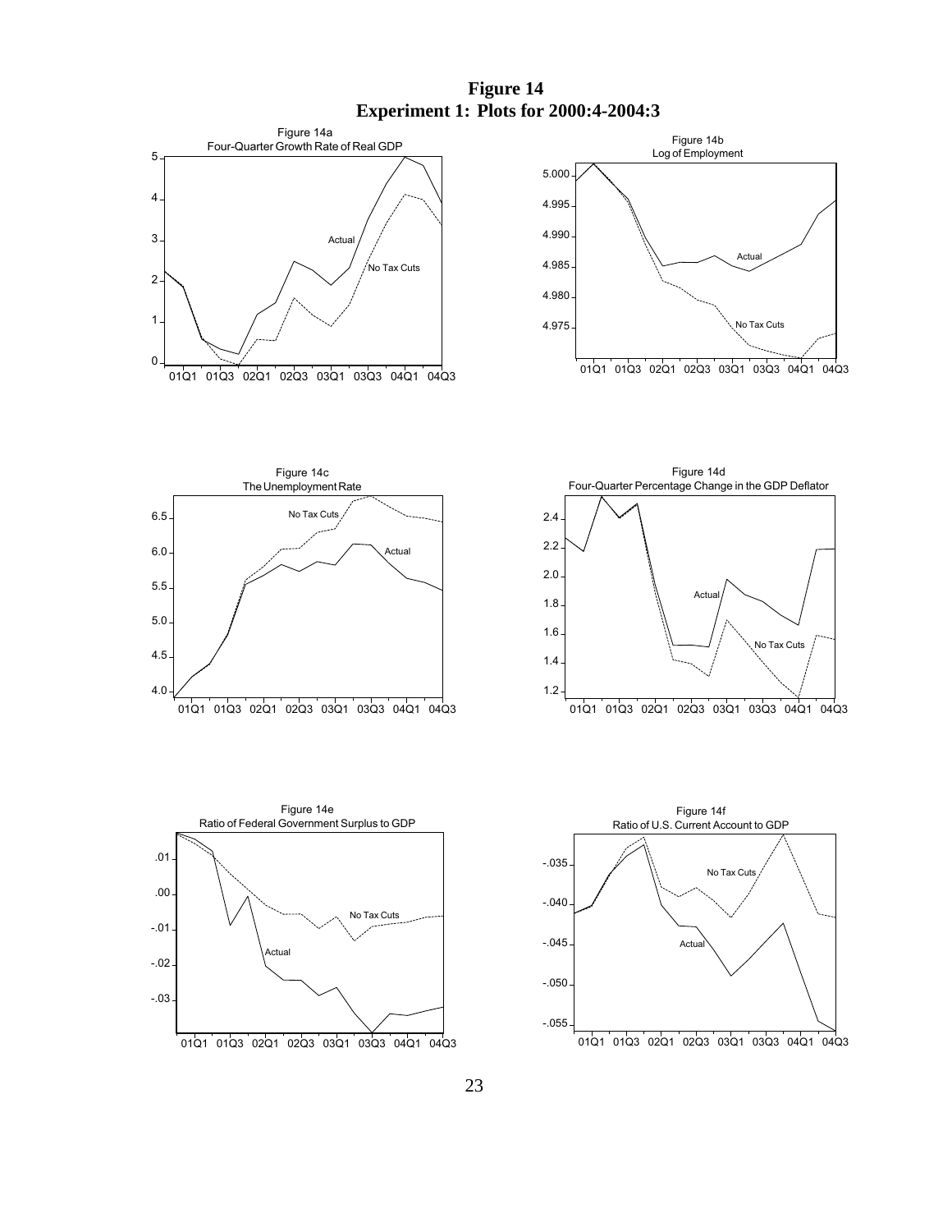# Figure 14
## Experiment 1: Plots for 2000:4-2004:3

Figure 14a
Four-Quarter Growth Rate of Real GDP

Figure 14b
Log of Employment

Figure 14c
The Unemployment Rate

Figure 14d
Four-Quarter Percentage Change in the GDP Deflator

Figure 14e
Ratio of Federal Government Surplus to GDP

Figure 14f
Ratio of U.S. Current Account to GDP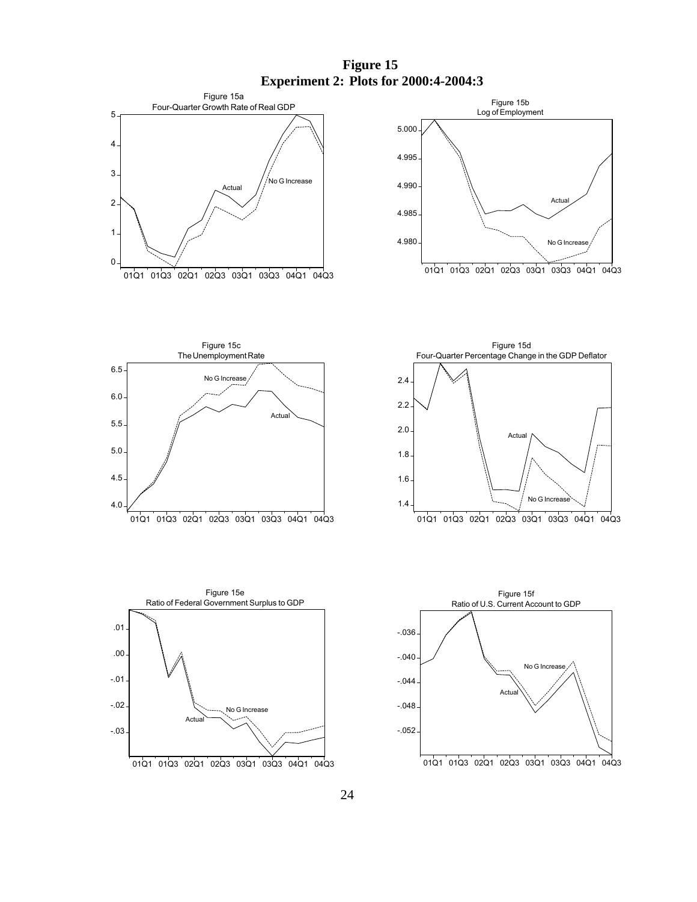# Figure 15
## Experiment 2: Plots for 2000:4-2004:3

Figure 15a
Four-Quarter Growth Rate of Real GDP

Figure 15b
Log of Employment

Figure 15c
The Unemployment Rate

Figure 15d
Four-Quarter Percentage Change in the GDP Deflator

Figure 15e
Ratio of Federal Government Surplus to GDP

Figure 15f
Ratio of U.S. Current Account to GDP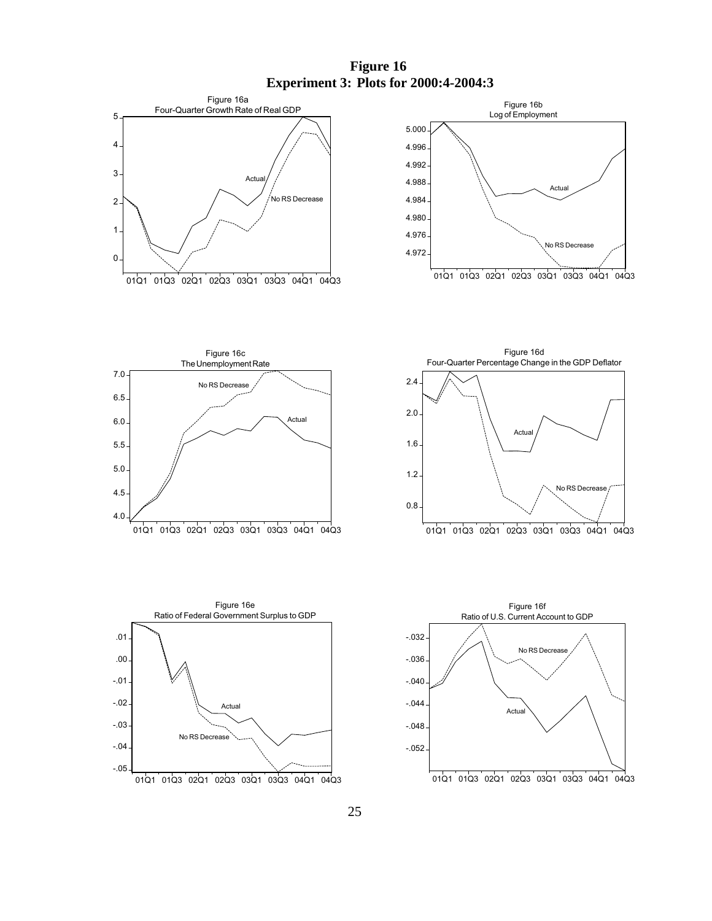# Figure 16
## Experiment 3: Plots for 2000:4-2004:3

Figure 16a
Four-Quarter Growth Rate of Real GDP

Figure 16b
Log of Employment

Figure 16c
The Unemployment Rate

Figure 16d
Four-Quarter Percentage Change in the GDP Deflator

Figure 16e
Ratio of Federal Government Surplus to GDP

Figure 16f
Ratio of U.S. Current Account to GDP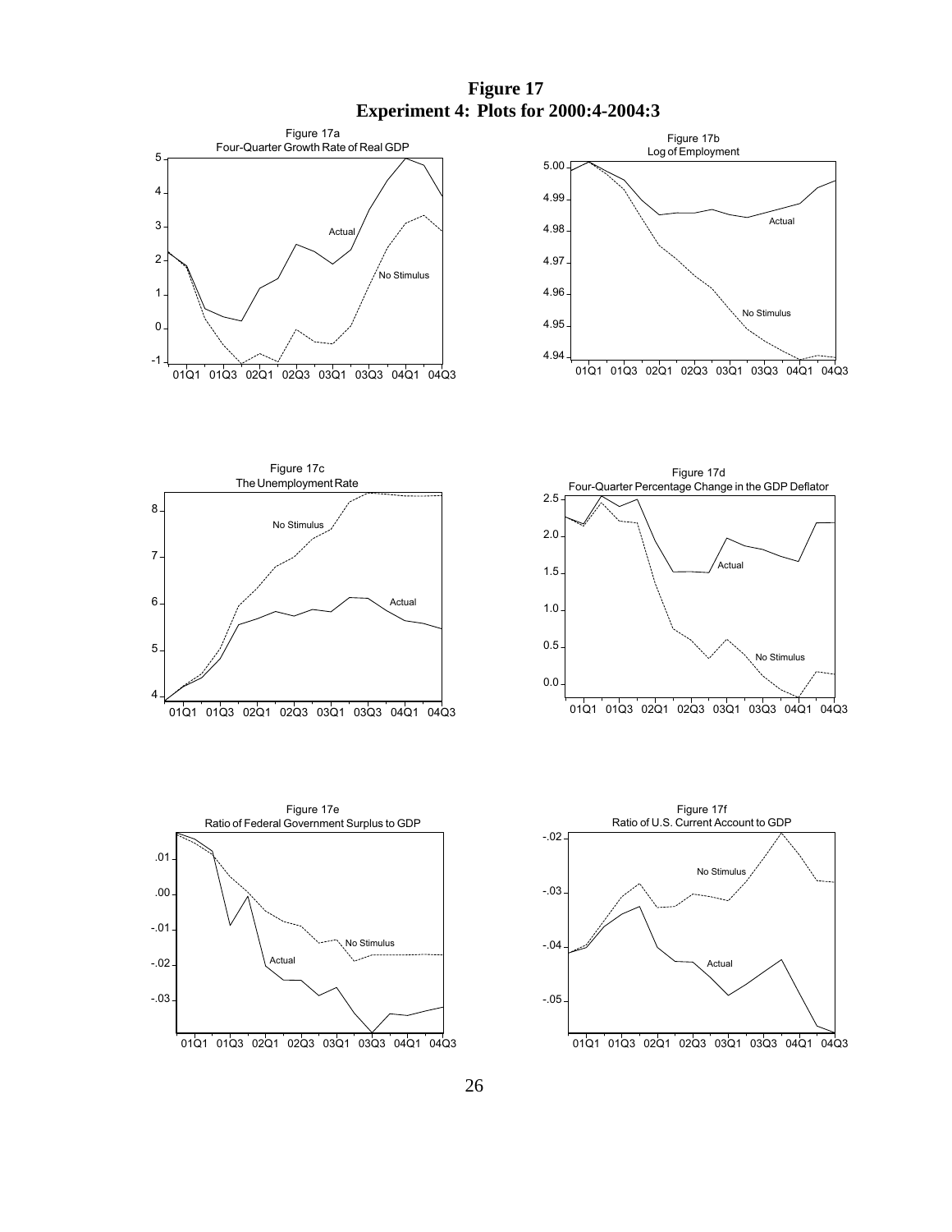# Figure 17

## Experiment 4: Plots for 2000:4-2004:3

Figure 17a
Four-Quarter Growth Rate of Real GDP

Figure 17b
Log of Employment

Figure 17c
The Unemployment Rate

Figure 17d
Four-Quarter Percentage Change in the GDP Deflator

Figure 17e
Ratio of Federal Government Surplus to GDP

Figure 17f
Ratio of U.S. Current Account to GDP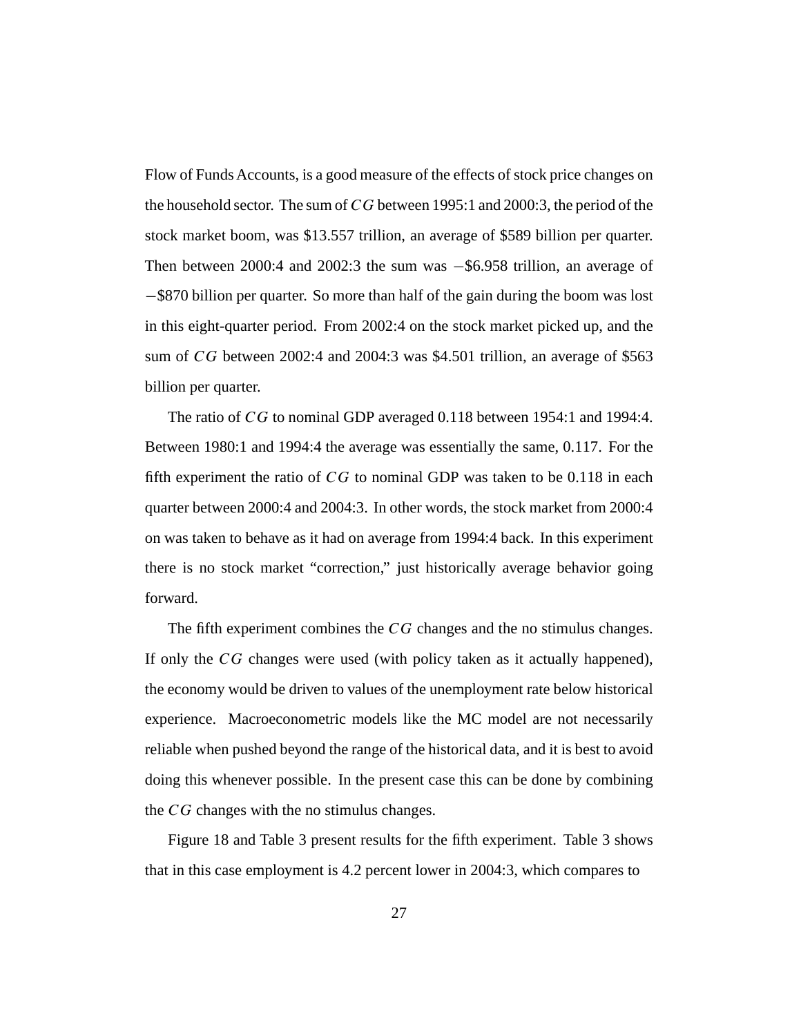Flow of Funds Accounts, is a good measure of the effects of stock price changes on the household sector. The sum of $CG$ between 1995:1 and 2000:3, the period of the stock market boom, was \$13.557 trillion, an average of \$589 billion per quarter. Then between 2000:4 and 2002:3 the sum was $-$\$6.958 trillion, an average of $-$\$870 billion per quarter. So more than half of the gain during the boom was lost in this eight-quarter period. From 2002:4 on the stock market picked up, and the sum of $CG$ between 2002:4 and 2004:3 was \$4.501 trillion, an average of \$563 billion per quarter.

The ratio of $CG$ to nominal GDP averaged 0.118 between 1954:1 and 1994:4. Between 1980:1 and 1994:4 the average was essentially the same, 0.117. For the fifth experiment the ratio of $CG$ to nominal GDP was taken to be 0.118 in each quarter between 2000:4 and 2004:3. In other words, the stock market from 2000:4 on was taken to behave as it had on average from 1994:4 back. In this experiment there is no stock market "correction," just historically average behavior going forward.

The fifth experiment combines the $CG$ changes and the no stimulus changes. If only the $CG$ changes were used (with policy taken as it actually happened), the economy would be driven to values of the unemployment rate below historical experience. Macroeconometric models like the MC model are not necessarily reliable when pushed beyond the range of the historical data, and it is best to avoid doing this whenever possible. In the present case this can be done by combining the $CG$ changes with the no stimulus changes.

Figure 18 and Table 3 present results for the fifth experiment. Table 3 shows that in this case employment is 4.2 percent lower in 2004:3, which compares to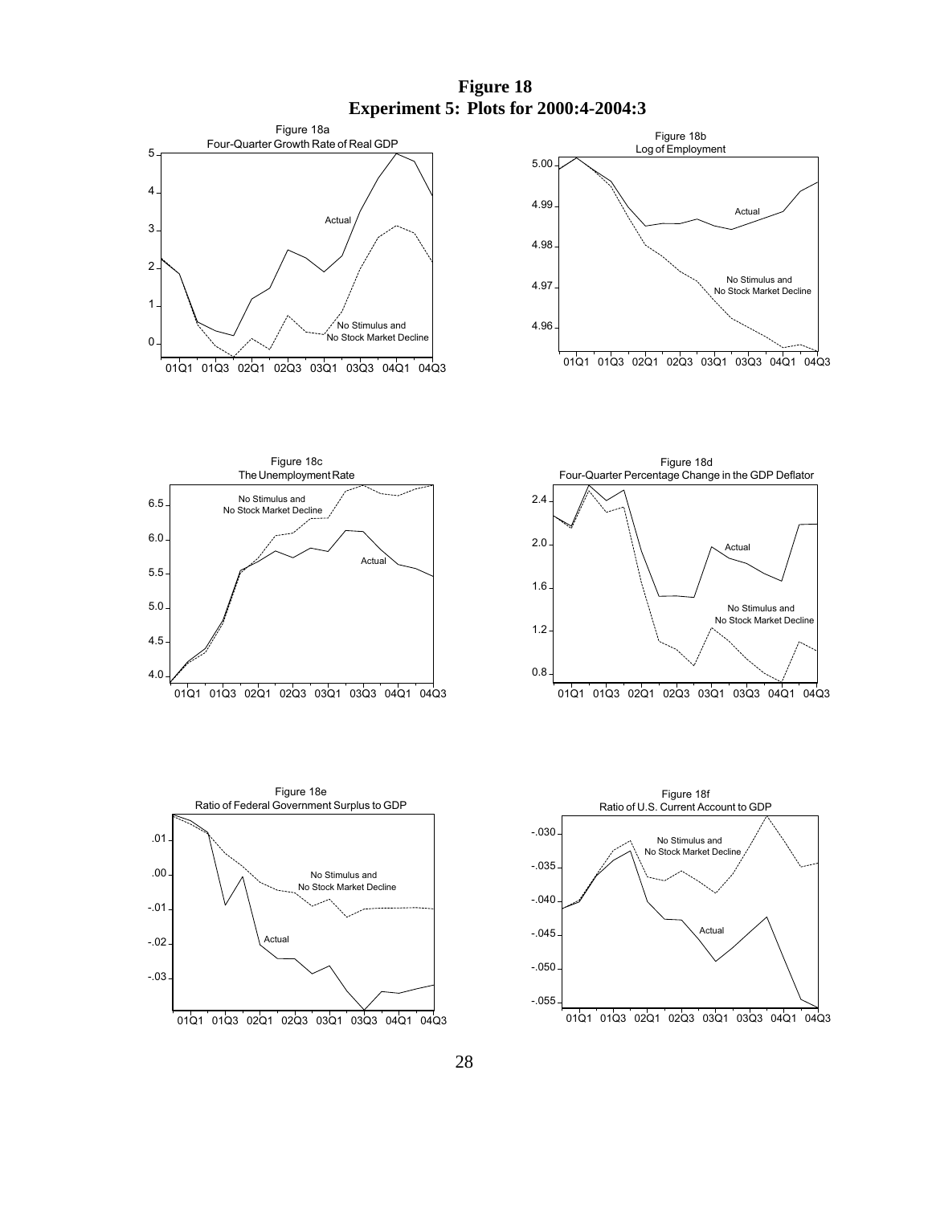# Figure 18
## Experiment 5: Plots for 2000:4-2004:3

Figure 18a
Four-Quarter Growth Rate of Real GDP

Figure 18b
Log of Employment

Figure 18c
The Unemployment Rate

Figure 18d
Four-Quarter Percentage Change in the GDP Deflator

Figure 18e
Ratio of Federal Government Surplus to GDP

Figure 18f
Ratio of U.S. Current Account to GDP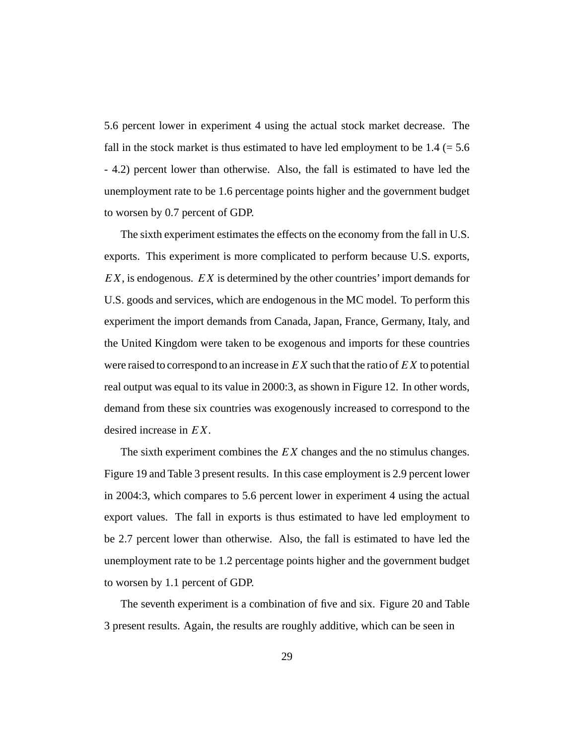5.6 percent lower in experiment 4 using the actual stock market decrease. The fall in the stock market is thus estimated to have led employment to be 1.4 (= 5.6 - 4.2) percent lower than otherwise. Also, the fall is estimated to have led the unemployment rate to be 1.6 percentage points higher and the government budget to worsen by 0.7 percent of GDP.

The sixth experiment estimates the effects on the economy from the fall in U.S. exports. This experiment is more complicated to perform because U.S. exports, $EX$, is endogenous. $EX$ is determined by the other countries' import demands for U.S. goods and services, which are endogenous in the MC model. To perform this experiment the import demands from Canada, Japan, France, Germany, Italy, and the United Kingdom were taken to be exogenous and imports for these countries were raised to correspond to an increase in $EX$ such that the ratio of $EX$ to potential real output was equal to its value in 2000:3, as shown in Figure 12. In other words, demand from these six countries was exogenously increased to correspond to the desired increase in $EX$.

The sixth experiment combines the $EX$ changes and the no stimulus changes. Figure 19 and Table 3 present results. In this case employment is 2.9 percent lower in 2004:3, which compares to 5.6 percent lower in experiment 4 using the actual export values. The fall in exports is thus estimated to have led employment to be 2.7 percent lower than otherwise. Also, the fall is estimated to have led the unemployment rate to be 1.2 percentage points higher and the government budget to worsen by 1.1 percent of GDP.

The seventh experiment is a combination of five and six. Figure 20 and Table 3 present results. Again, the results are roughly additive, which can be seen in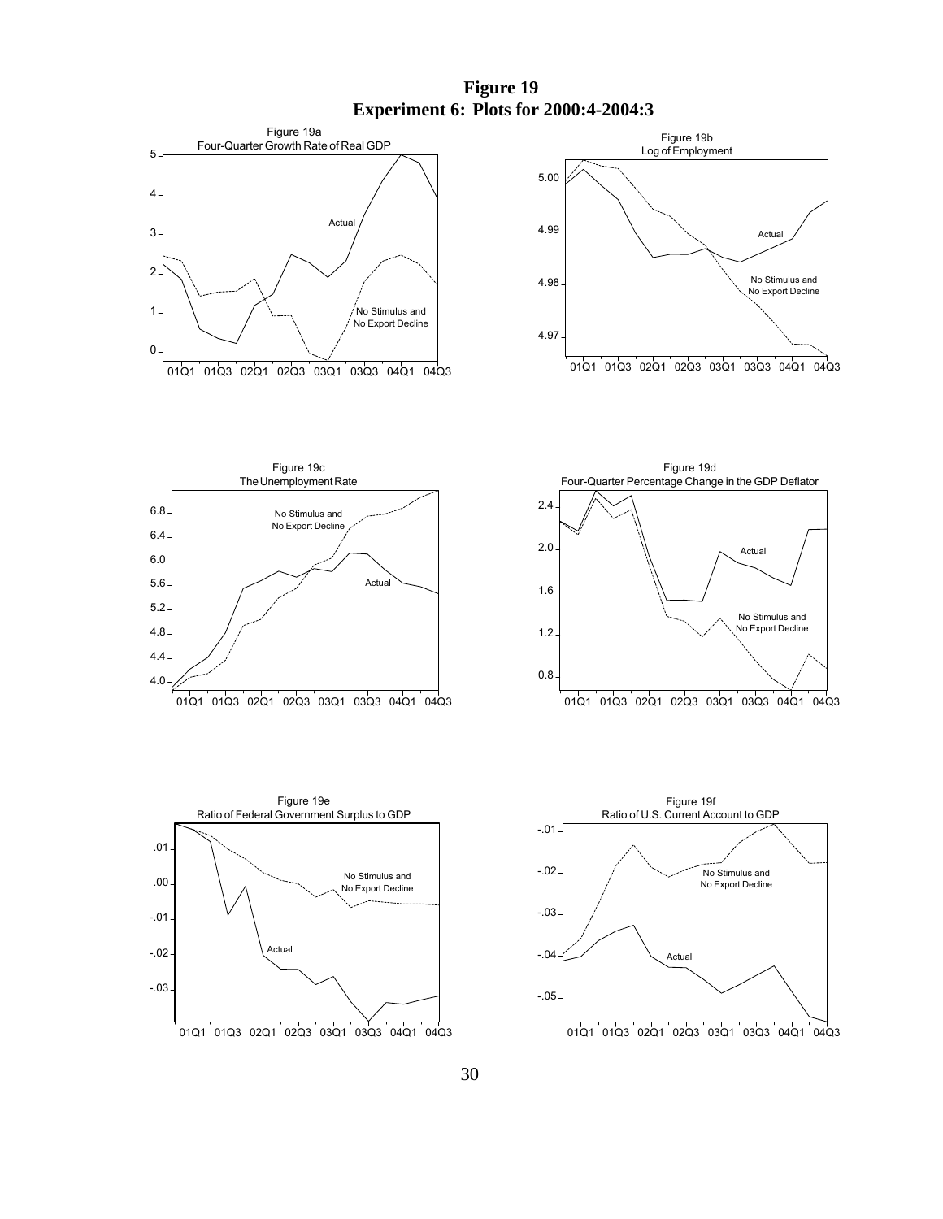# Figure 19

## Experiment 6: Plots for 2000:4-2004:3

Figure 19a
Four-Quarter Growth Rate of Real GDP

Actual

No Stimulus and No Export Decline

Figure 19b
Log of Employment

Actual

No Stimulus and No Export Decline

Figure 19c
The Unemployment Rate

No Stimulus and No Export Decline

Actual

Figure 19d
Four-Quarter Percentage Change in the GDP Deflator

Actual

No Stimulus and No Export Decline

Figure 19e
Ratio of Federal Government Surplus to GDP

No Stimulus and No Export Decline

Actual

Figure 19f
Ratio of U.S. Current Account to GDP

No Stimulus and No Export Decline

Actual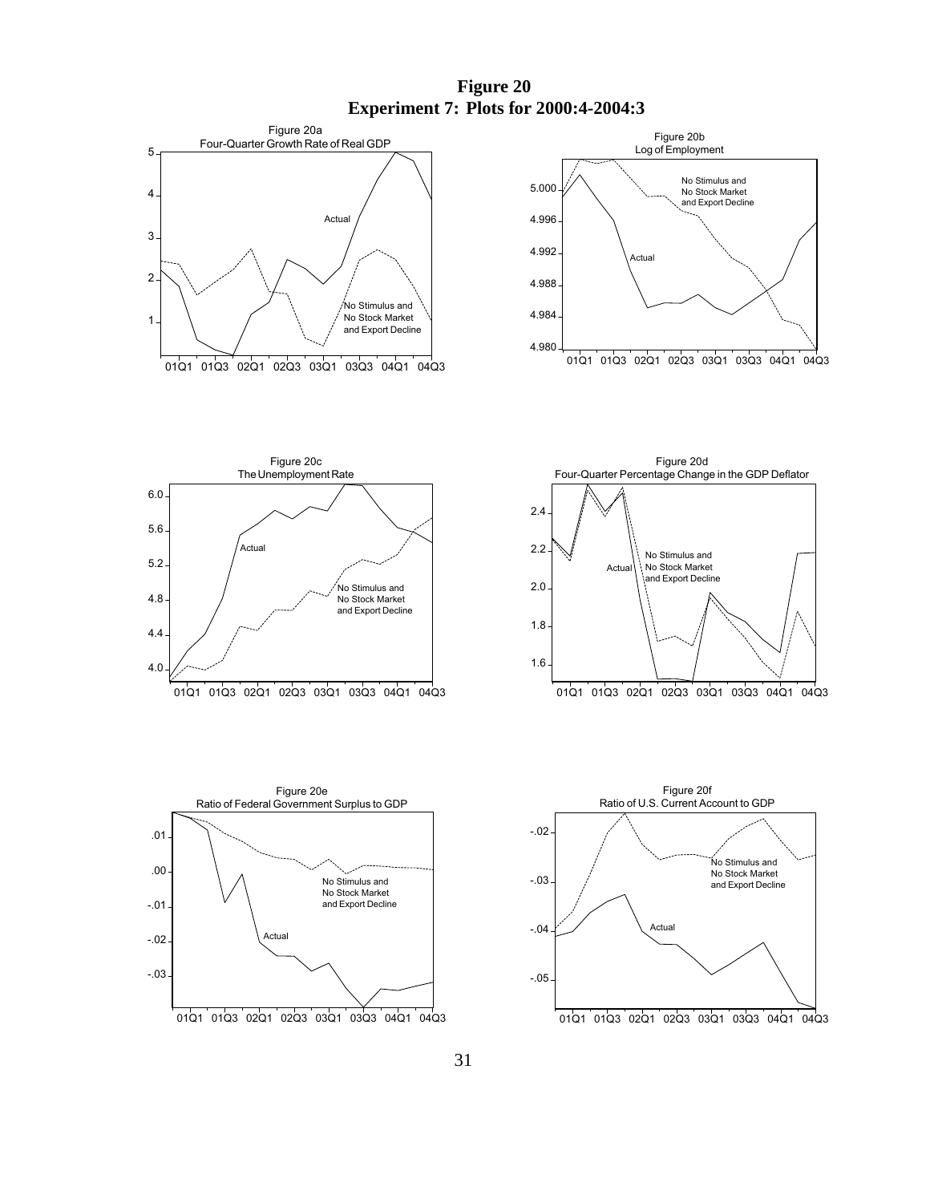**Figure 20**
**Experiment 7: Plots for 2000:4-2004:3**

Figure 20a
Four-Quarter Growth Rate of Real GDP

Figure 20b
Log of Employment

Figure 20c
The Unemployment Rate

Figure 20d
Four-Quarter Percentage Change in the GDP Deflator

Figure 20e
Ratio of Federal Government Surplus to GDP

Figure 20f
Ratio of U.S. Current Account to GDP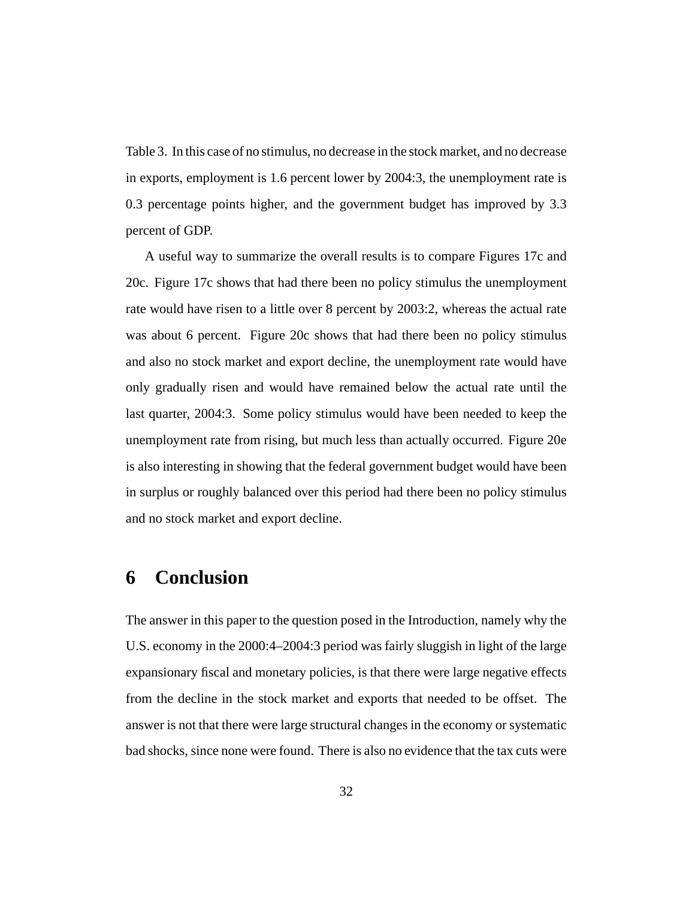Table 3. In this case of no stimulus, no decrease in the stock market, and no decrease in exports, employment is 1.6 percent lower by 2004:3, the unemployment rate is 0.3 percentage points higher, and the government budget has improved by 3.3 percent of GDP.

A useful way to summarize the overall results is to compare Figures 17c and 20c. Figure 17c shows that had there been no policy stimulus the unemployment rate would have risen to a little over 8 percent by 2003:2, whereas the actual rate was about 6 percent. Figure 20c shows that had there been no policy stimulus and also no stock market and export decline, the unemployment rate would have only gradually risen and would have remained below the actual rate until the last quarter, 2004:3. Some policy stimulus would have been needed to keep the unemployment rate from rising, but much less than actually occurred. Figure 20e is also interesting in showing that the federal government budget would have been in surplus or roughly balanced over this period had there been no policy stimulus and no stock market and export decline.

# 6 Conclusion

The answer in this paper to the question posed in the Introduction, namely why the U.S. economy in the 2000:4–2004:3 period was fairly sluggish in light of the large expansionary fiscal and monetary policies, is that there were large negative effects from the decline in the stock market and exports that needed to be offset. The answer is not that there were large structural changes in the economy or systematic bad shocks, since none were found. There is also no evidence that the tax cuts were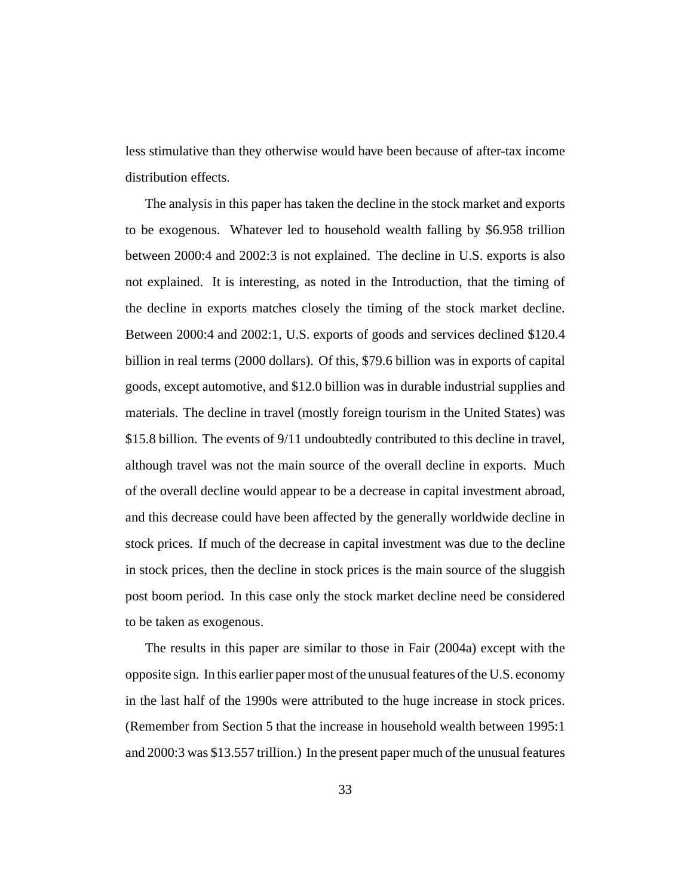less stimulative than they otherwise would have been because of after-tax income distribution effects.

The analysis in this paper has taken the decline in the stock market and exports to be exogenous. Whatever led to household wealth falling by \$6.958 trillion between 2000:4 and 2002:3 is not explained. The decline in U.S. exports is also not explained. It is interesting, as noted in the Introduction, that the timing of the decline in exports matches closely the timing of the stock market decline. Between 2000:4 and 2002:1, U.S. exports of goods and services declined \$120.4 billion in real terms (2000 dollars). Of this, \$79.6 billion was in exports of capital goods, except automotive, and \$12.0 billion was in durable industrial supplies and materials. The decline in travel (mostly foreign tourism in the United States) was \$15.8 billion. The events of 9/11 undoubtedly contributed to this decline in travel, although travel was not the main source of the overall decline in exports. Much of the overall decline would appear to be a decrease in capital investment abroad, and this decrease could have been affected by the generally worldwide decline in stock prices. If much of the decrease in capital investment was due to the decline in stock prices, then the decline in stock prices is the main source of the sluggish post boom period. In this case only the stock market decline need be considered to be taken as exogenous.

The results in this paper are similar to those in Fair (2004a) except with the opposite sign. In this earlier paper most of the unusual features of the U.S. economy in the last half of the 1990s were attributed to the huge increase in stock prices. (Remember from Section 5 that the increase in household wealth between 1995:1 and 2000:3 was \$13.557 trillion.) In the present paper much of the unusual features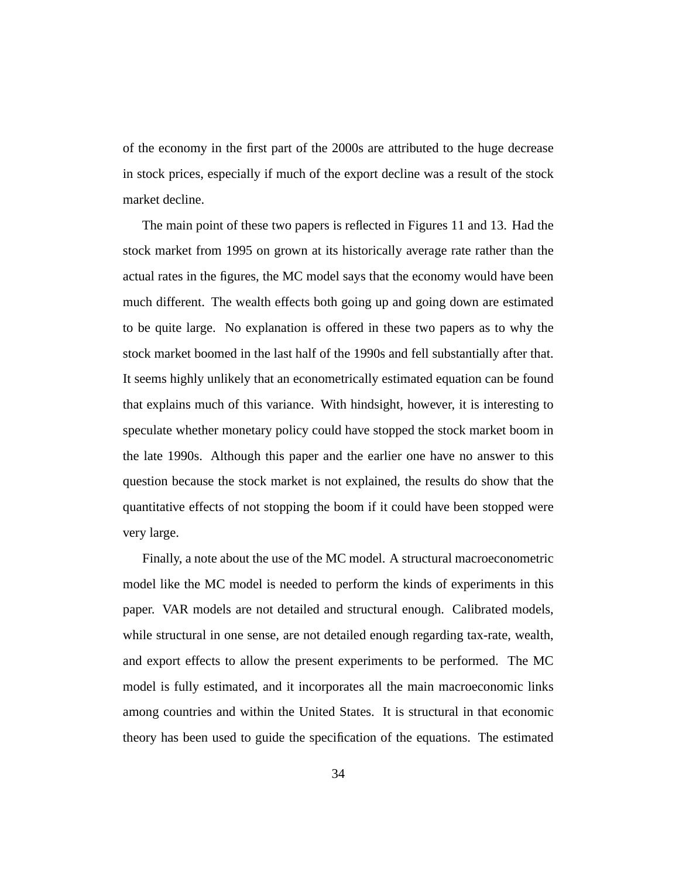of the economy in the first part of the 2000s are attributed to the huge decrease in stock prices, especially if much of the export decline was a result of the stock market decline.

The main point of these two papers is reflected in Figures 11 and 13. Had the stock market from 1995 on grown at its historically average rate rather than the actual rates in the figures, the MC model says that the economy would have been much different. The wealth effects both going up and going down are estimated to be quite large. No explanation is offered in these two papers as to why the stock market boomed in the last half of the 1990s and fell substantially after that. It seems highly unlikely that an econometrically estimated equation can be found that explains much of this variance. With hindsight, however, it is interesting to speculate whether monetary policy could have stopped the stock market boom in the late 1990s. Although this paper and the earlier one have no answer to this question because the stock market is not explained, the results do show that the quantitative effects of not stopping the boom if it could have been stopped were very large.

Finally, a note about the use of the MC model. A structural macroeconometric model like the MC model is needed to perform the kinds of experiments in this paper. VAR models are not detailed and structural enough. Calibrated models, while structural in one sense, are not detailed enough regarding tax-rate, wealth, and export effects to allow the present experiments to be performed. The MC model is fully estimated, and it incorporates all the main macroeconomic links among countries and within the United States. It is structural in that economic theory has been used to guide the specification of the equations. The estimated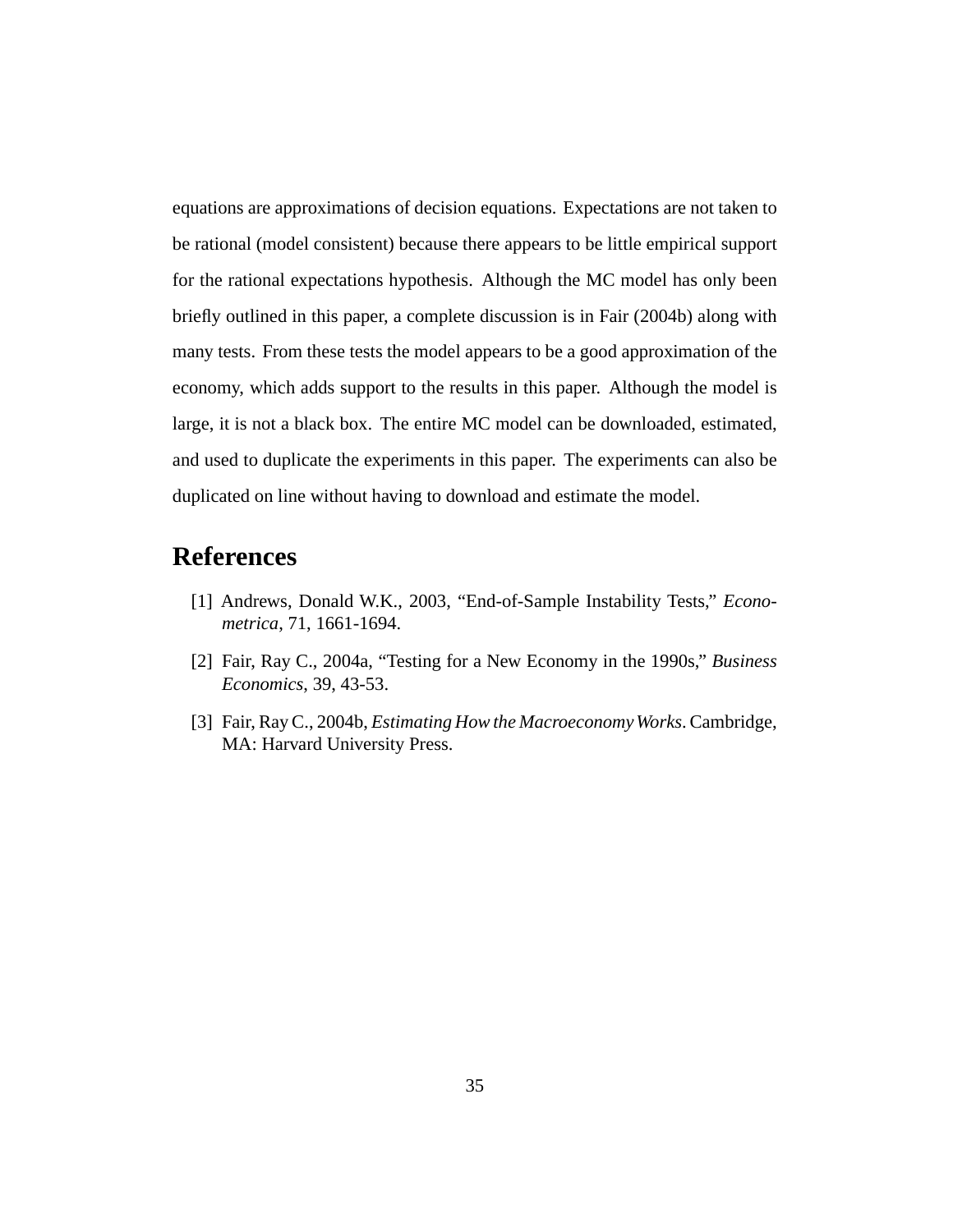equations are approximations of decision equations. Expectations are not taken to be rational (model consistent) because there appears to be little empirical support for the rational expectations hypothesis. Although the MC model has only been briefly outlined in this paper, a complete discussion is in Fair (2004b) along with many tests. From these tests the model appears to be a good approximation of the economy, which adds support to the results in this paper. Although the model is large, it is not a black box. The entire MC model can be downloaded, estimated, and used to duplicate the experiments in this paper. The experiments can also be duplicated on line without having to download and estimate the model.

## References

[1] Andrews, Donald W.K., 2003, "End-of-Sample Instability Tests," *Econometrica*, 71, 1661-1694.

[2] Fair, Ray C., 2004a, "Testing for a New Economy in the 1990s," *Business Economics*, 39, 43-53.

[3] Fair, Ray C., 2004b, *Estimating How the Macroeconomy Works*. Cambridge, MA: Harvard University Press.